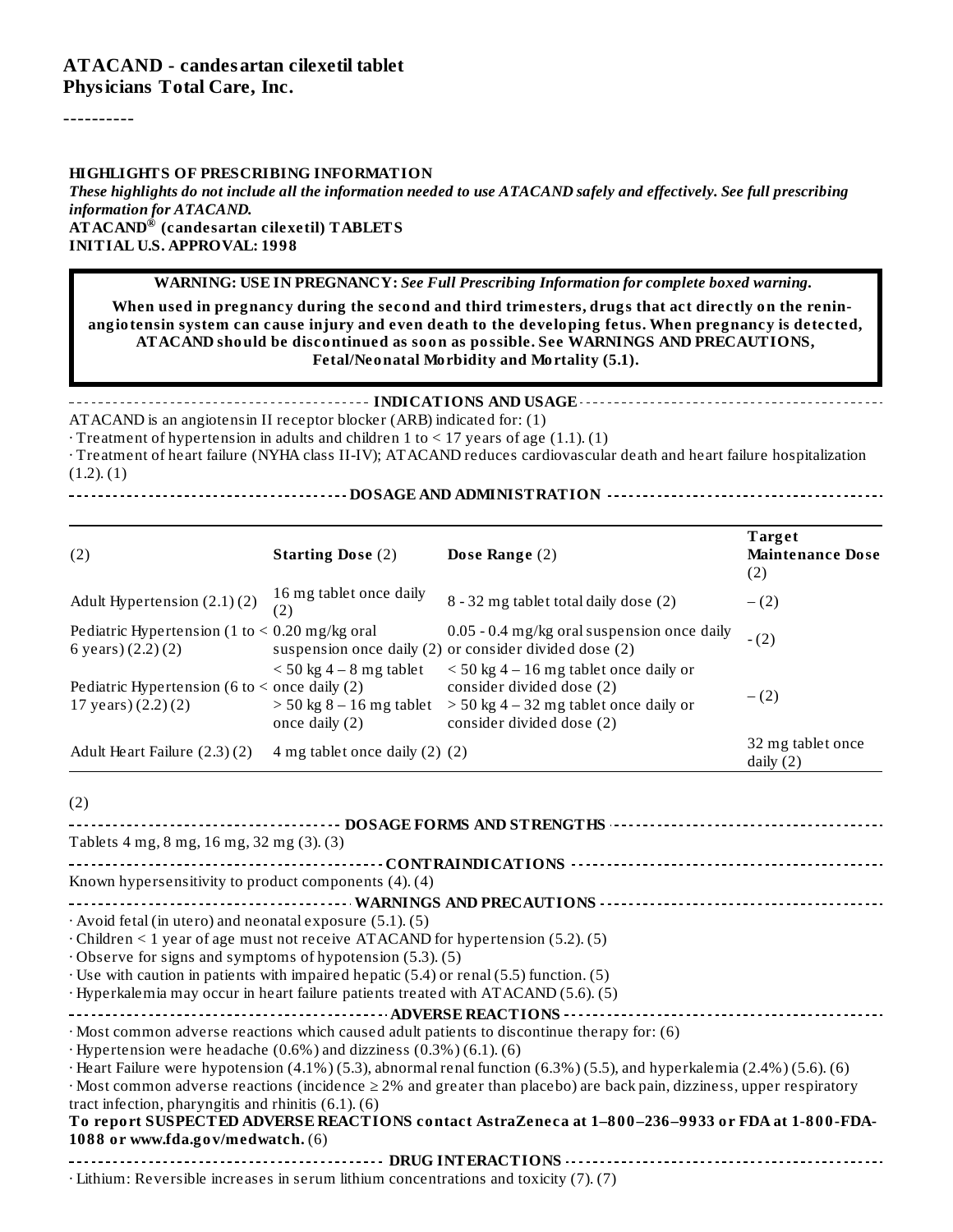**ATACAND - candesartan cilexetil tablet**
**Physicians Total Care, Inc.**

----------

**HIGHLIGHTS OF PRESCRIBING INFORMATION**
***These highlights do not include all the information needed to use ATACAND safely and effectively. See full prescribing information for ATACAND.***
**ATACAND® (candesartan cilexetil) TABLETS**
**INITIAL U.S. APPROVAL: 1998**

> **WARNING: USE IN PREGNANCY:** ***See Full Prescribing Information for complete boxed warning.***
>
> **When used in pregnancy during the second and third trimesters, drugs that act directly on the renin-angiotensin system can cause injury and even death to the developing fetus. When pregnancy is detected, ATACAND should be discontinued as soon as possible. See WARNINGS AND PRECAUTIONS, Fetal/Neonatal Morbidity and Mortality (5.1).**

**INDICATIONS AND USAGE**

ATACAND is an angiotensin II receptor blocker (ARB) indicated for: (1)

- Treatment of hypertension in adults and children 1 to < 17 years of age (1.1). (1)
- Treatment of heart failure (NYHA class II-IV); ATACAND reduces cardiovascular death and heart failure hospitalization (1.2). (1)

**DOSAGE AND ADMINISTRATION**

| (2) | **Starting Dose** (2) | **Dose Range** (2) | **Target Maintenance Dose** (2) |
|---|---|---|---|
| Adult Hypertension (2.1) (2) | 16 mg tablet once daily (2) | 8 - 32 mg tablet total daily dose (2) | – (2) |
| Pediatric Hypertension (1 to < 6 years) (2.2) (2) | 0.20 mg/kg oral suspension once daily (2) | 0.05 - 0.4 mg/kg oral suspension once daily or consider divided dose (2) | - (2) |
| Pediatric Hypertension (6 to < 17 years) (2.2) (2) | < 50 kg 4 – 8 mg tablet once daily (2)<br>> 50 kg 8 – 16 mg tablet once daily (2) | < 50 kg 4 – 16 mg tablet once daily or consider divided dose (2)<br>> 50 kg 4 – 32 mg tablet once daily or consider divided dose (2) | – (2) |
| Adult Heart Failure (2.3) (2) | 4 mg tablet once daily (2) | (2) | 32 mg tablet once daily (2) |

(2)

**DOSAGE FORMS AND STRENGTHS**

Tablets 4 mg, 8 mg, 16 mg, 32 mg (3). (3)

**CONTRAINDICATIONS**

Known hypersensitivity to product components (4). (4)

**WARNINGS AND PRECAUTIONS**

- Avoid fetal (in utero) and neonatal exposure (5.1). (5)
- Children < 1 year of age must not receive ATACAND for hypertension (5.2). (5)
- Observe for signs and symptoms of hypotension (5.3). (5)
- Use with caution in patients with impaired hepatic (5.4) or renal (5.5) function. (5)
- Hyperkalemia may occur in heart failure patients treated with ATACAND (5.6). (5)

**ADVERSE REACTIONS**

- Most common adverse reactions which caused adult patients to discontinue therapy for: (6)
- Hypertension were headache (0.6%) and dizziness (0.3%) (6.1). (6)
- Heart Failure were hypotension (4.1%) (5.3), abnormal renal function (6.3%) (5.5), and hyperkalemia (2.4%) (5.6). (6)
- Most common adverse reactions (incidence ≥ 2% and greater than placebo) are back pain, dizziness, upper respiratory tract infection, pharyngitis and rhinitis (6.1). (6)

**To report SUSPECTED ADVERSE REACTIONS contact AstraZeneca at 1–800–236–9933 or FDA at 1-800-FDA-1088 or www.fda.gov/medwatch.** (6)

**DRUG INTERACTIONS**

- Lithium: Reversible increases in serum lithium concentrations and toxicity (7). (7)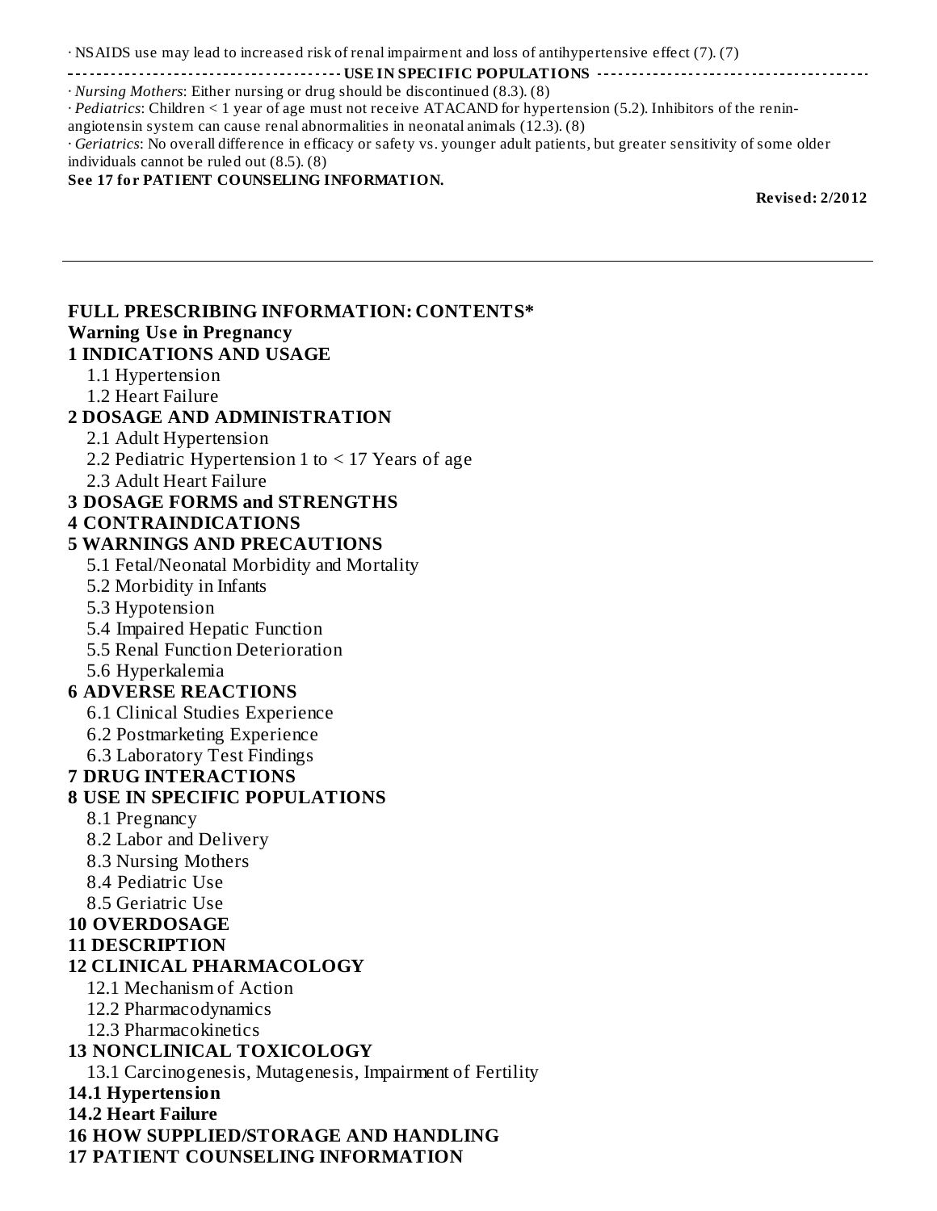· NSAIDS use may lead to increased risk of renal impairment and loss of antihypertensive effect (7). (7)

**USE IN SPECIFIC POPULATIONS**

· *Nursing Mothers*: Either nursing or drug should be discontinued (8.3). (8)

· *Pediatrics*: Children < 1 year of age must not receive ATACAND for hypertension (5.2). Inhibitors of the renin-angiotensin system can cause renal abnormalities in neonatal animals (12.3). (8)

· *Geriatrics*: No overall difference in efficacy or safety vs. younger adult patients, but greater sensitivity of some older individuals cannot be ruled out (8.5). (8)

**See 17 for PATIENT COUNSELING INFORMATION.**

**Revised: 2/2012**

---

**FULL PRESCRIBING INFORMATION: CONTENTS***

**Warning Use in Pregnancy**

**1 INDICATIONS AND USAGE**
- 1.1 Hypertension
- 1.2 Heart Failure

**2 DOSAGE AND ADMINISTRATION**
- 2.1 Adult Hypertension
- 2.2 Pediatric Hypertension 1 to < 17 Years of age
- 2.3 Adult Heart Failure

**3 DOSAGE FORMS and STRENGTHS**

**4 CONTRAINDICATIONS**

**5 WARNINGS AND PRECAUTIONS**
- 5.1 Fetal/Neonatal Morbidity and Mortality
- 5.2 Morbidity in Infants
- 5.3 Hypotension
- 5.4 Impaired Hepatic Function
- 5.5 Renal Function Deterioration
- 5.6 Hyperkalemia

**6 ADVERSE REACTIONS**
- 6.1 Clinical Studies Experience
- 6.2 Postmarketing Experience
- 6.3 Laboratory Test Findings

**7 DRUG INTERACTIONS**

**8 USE IN SPECIFIC POPULATIONS**
- 8.1 Pregnancy
- 8.2 Labor and Delivery
- 8.3 Nursing Mothers
- 8.4 Pediatric Use
- 8.5 Geriatric Use

**10 OVERDOSAGE**

**11 DESCRIPTION**

**12 CLINICAL PHARMACOLOGY**
- 12.1 Mechanism of Action
- 12.2 Pharmacodynamics
- 12.3 Pharmacokinetics

**13 NONCLINICAL TOXICOLOGY**
- 13.1 Carcinogenesis, Mutagenesis, Impairment of Fertility

**14.1 Hypertension**

**14.2 Heart Failure**

**16 HOW SUPPLIED/STORAGE AND HANDLING**

**17 PATIENT COUNSELING INFORMATION**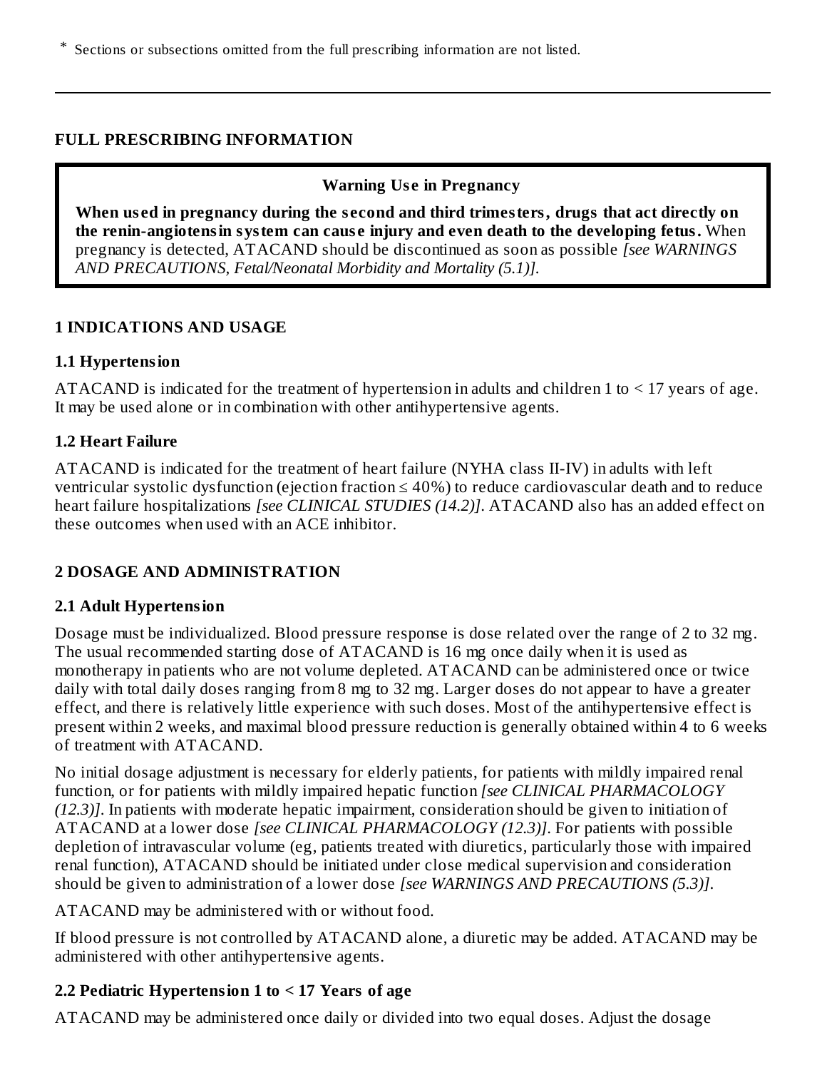* Sections or subsections omitted from the full prescribing information are not listed.

---

## FULL PRESCRIBING INFORMATION

> **Warning Use in Pregnancy**
>
> **When used in pregnancy during the second and third trimesters, drugs that act directly on the renin-angiotensin system can cause injury and even death to the developing fetus.** When pregnancy is detected, ATACAND should be discontinued as soon as possible *[see WARNINGS AND PRECAUTIONS, Fetal/Neonatal Morbidity and Mortality (5.1)].*

### 1 INDICATIONS AND USAGE

#### 1.1 Hypertension

ATACAND is indicated for the treatment of hypertension in adults and children 1 to < 17 years of age. It may be used alone or in combination with other antihypertensive agents.

#### 1.2 Heart Failure

ATACAND is indicated for the treatment of heart failure (NYHA class II-IV) in adults with left ventricular systolic dysfunction (ejection fraction ≤ 40%) to reduce cardiovascular death and to reduce heart failure hospitalizations *[see CLINICAL STUDIES (14.2)]*. ATACAND also has an added effect on these outcomes when used with an ACE inhibitor.

### 2 DOSAGE AND ADMINISTRATION

#### 2.1 Adult Hypertension

Dosage must be individualized. Blood pressure response is dose related over the range of 2 to 32 mg. The usual recommended starting dose of ATACAND is 16 mg once daily when it is used as monotherapy in patients who are not volume depleted. ATACAND can be administered once or twice daily with total daily doses ranging from 8 mg to 32 mg. Larger doses do not appear to have a greater effect, and there is relatively little experience with such doses. Most of the antihypertensive effect is present within 2 weeks, and maximal blood pressure reduction is generally obtained within 4 to 6 weeks of treatment with ATACAND.

No initial dosage adjustment is necessary for elderly patients, for patients with mildly impaired renal function, or for patients with mildly impaired hepatic function *[see CLINICAL PHARMACOLOGY (12.3)]*. In patients with moderate hepatic impairment, consideration should be given to initiation of ATACAND at a lower dose *[see CLINICAL PHARMACOLOGY (12.3)]*. For patients with possible depletion of intravascular volume (eg, patients treated with diuretics, particularly those with impaired renal function), ATACAND should be initiated under close medical supervision and consideration should be given to administration of a lower dose *[see WARNINGS AND PRECAUTIONS (5.3)]*.

ATACAND may be administered with or without food.

If blood pressure is not controlled by ATACAND alone, a diuretic may be added. ATACAND may be administered with other antihypertensive agents.

#### 2.2 Pediatric Hypertension 1 to < 17 Years of age

ATACAND may be administered once daily or divided into two equal doses. Adjust the dosage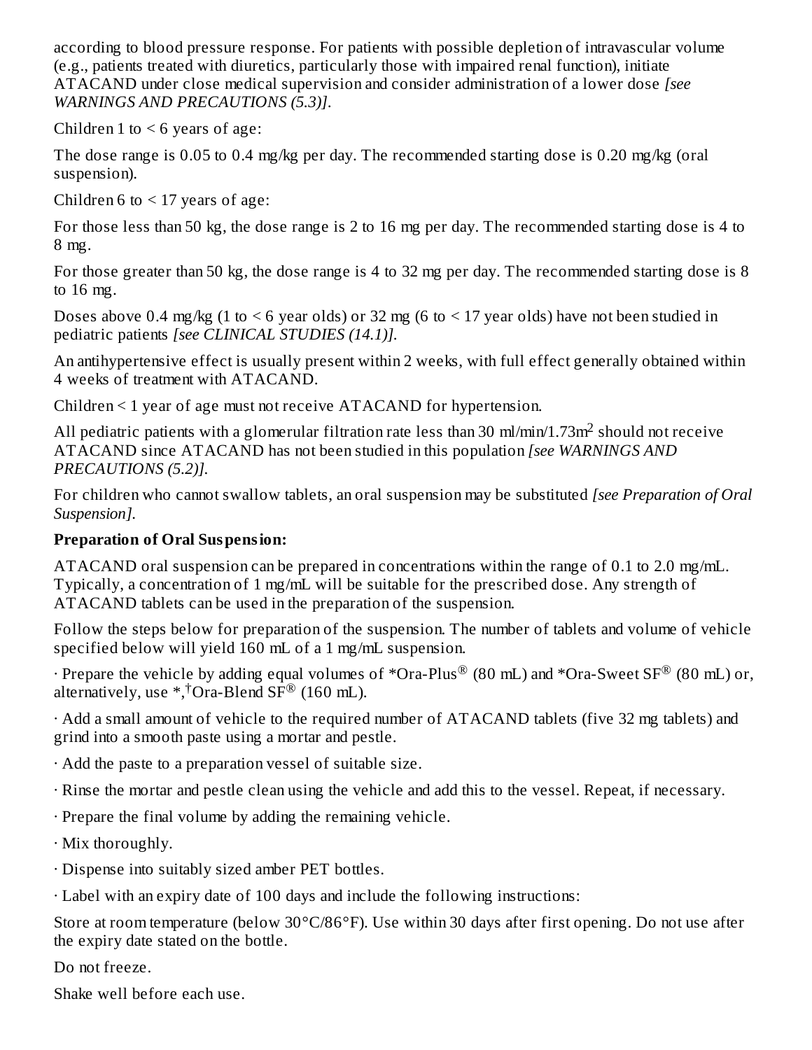according to blood pressure response. For patients with possible depletion of intravascular volume (e.g., patients treated with diuretics, particularly those with impaired renal function), initiate ATACAND under close medical supervision and consider administration of a lower dose *[see WARNINGS AND PRECAUTIONS (5.3)].*

Children 1 to < 6 years of age:

The dose range is 0.05 to 0.4 mg/kg per day. The recommended starting dose is 0.20 mg/kg (oral suspension).

Children 6 to < 17 years of age:

For those less than 50 kg, the dose range is 2 to 16 mg per day. The recommended starting dose is 4 to 8 mg.

For those greater than 50 kg, the dose range is 4 to 32 mg per day. The recommended starting dose is 8 to 16 mg.

Doses above 0.4 mg/kg (1 to < 6 year olds) or 32 mg (6 to < 17 year olds) have not been studied in pediatric patients *[see CLINICAL STUDIES (14.1)].*

An antihypertensive effect is usually present within 2 weeks, with full effect generally obtained within 4 weeks of treatment with ATACAND.

Children < 1 year of age must not receive ATACAND for hypertension.

All pediatric patients with a glomerular filtration rate less than 30 ml/min/1.73m$^2$ should not receive ATACAND since ATACAND has not been studied in this population *[see WARNINGS AND PRECAUTIONS (5.2)].*

For children who cannot swallow tablets, an oral suspension may be substituted *[see Preparation of Oral Suspension].*

**Preparation of Oral Suspension:**

ATACAND oral suspension can be prepared in concentrations within the range of 0.1 to 2.0 mg/mL. Typically, a concentration of 1 mg/mL will be suitable for the prescribed dose. Any strength of ATACAND tablets can be used in the preparation of the suspension.

Follow the steps below for preparation of the suspension. The number of tablets and volume of vehicle specified below will yield 160 mL of a 1 mg/mL suspension.

· Prepare the vehicle by adding equal volumes of *Ora-Plus® (80 mL) and *Ora-Sweet SF® (80 mL) or, alternatively, use *,†Ora-Blend SF® (160 mL).

· Add a small amount of vehicle to the required number of ATACAND tablets (five 32 mg tablets) and grind into a smooth paste using a mortar and pestle.

· Add the paste to a preparation vessel of suitable size.

· Rinse the mortar and pestle clean using the vehicle and add this to the vessel. Repeat, if necessary.

· Prepare the final volume by adding the remaining vehicle.

· Mix thoroughly.

· Dispense into suitably sized amber PET bottles.

· Label with an expiry date of 100 days and include the following instructions:

Store at room temperature (below 30°C/86°F). Use within 30 days after first opening. Do not use after the expiry date stated on the bottle.

Do not freeze.

Shake well before each use.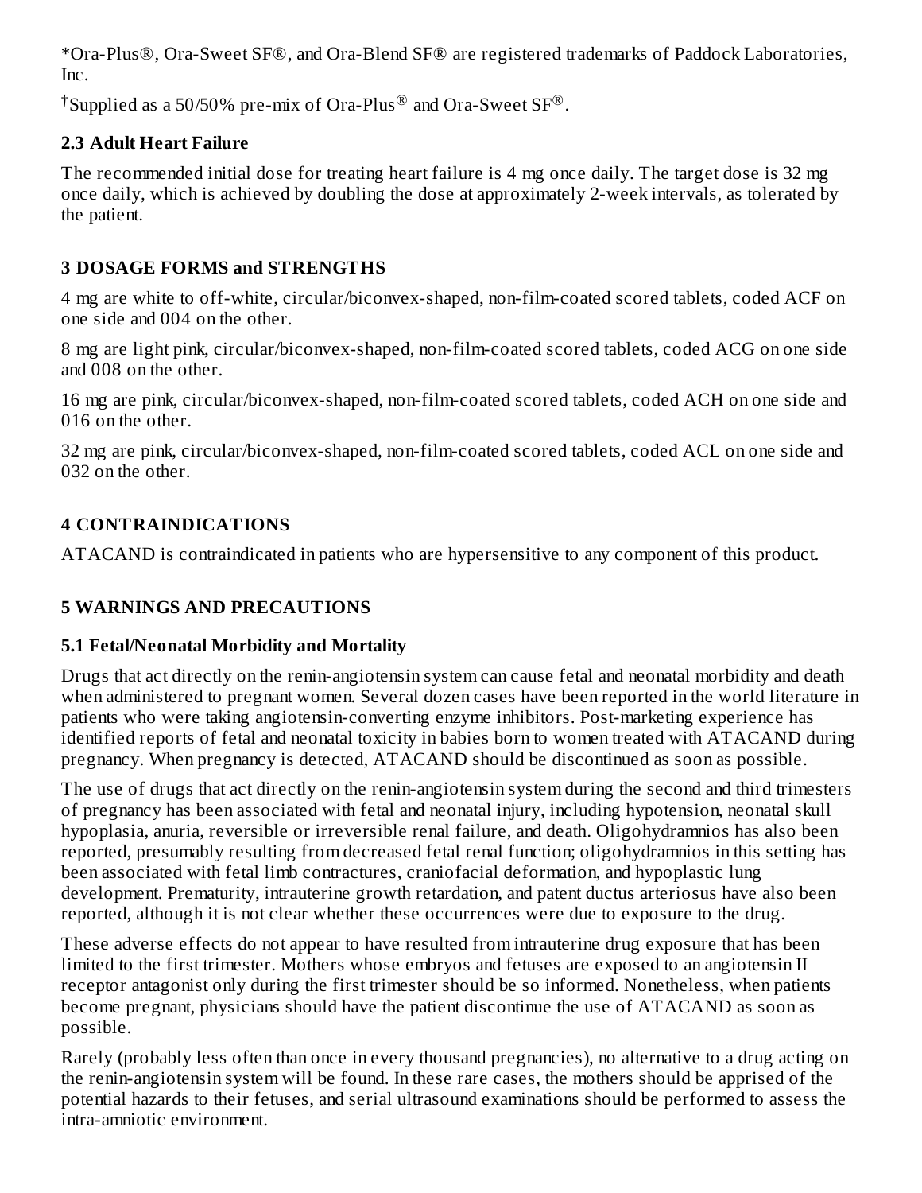*Ora-Plus®, Ora-Sweet SF®, and Ora-Blend SF® are registered trademarks of Paddock Laboratories, Inc.

†Supplied as a 50/50% pre-mix of Ora-Plus® and Ora-Sweet SF®.

### 2.3 Adult Heart Failure

The recommended initial dose for treating heart failure is 4 mg once daily. The target dose is 32 mg once daily, which is achieved by doubling the dose at approximately 2-week intervals, as tolerated by the patient.

## 3 DOSAGE FORMS and STRENGTHS

4 mg are white to off-white, circular/biconvex-shaped, non-film-coated scored tablets, coded ACF on one side and 004 on the other.

8 mg are light pink, circular/biconvex-shaped, non-film-coated scored tablets, coded ACG on one side and 008 on the other.

16 mg are pink, circular/biconvex-shaped, non-film-coated scored tablets, coded ACH on one side and 016 on the other.

32 mg are pink, circular/biconvex-shaped, non-film-coated scored tablets, coded ACL on one side and 032 on the other.

## 4 CONTRAINDICATIONS

ATACAND is contraindicated in patients who are hypersensitive to any component of this product.

## 5 WARNINGS AND PRECAUTIONS

### 5.1 Fetal/Neonatal Morbidity and Mortality

Drugs that act directly on the renin-angiotensin system can cause fetal and neonatal morbidity and death when administered to pregnant women. Several dozen cases have been reported in the world literature in patients who were taking angiotensin-converting enzyme inhibitors. Post-marketing experience has identified reports of fetal and neonatal toxicity in babies born to women treated with ATACAND during pregnancy. When pregnancy is detected, ATACAND should be discontinued as soon as possible.

The use of drugs that act directly on the renin-angiotensin system during the second and third trimesters of pregnancy has been associated with fetal and neonatal injury, including hypotension, neonatal skull hypoplasia, anuria, reversible or irreversible renal failure, and death. Oligohydramnios has also been reported, presumably resulting from decreased fetal renal function; oligohydramnios in this setting has been associated with fetal limb contractures, craniofacial deformation, and hypoplastic lung development. Prematurity, intrauterine growth retardation, and patent ductus arteriosus have also been reported, although it is not clear whether these occurrences were due to exposure to the drug.

These adverse effects do not appear to have resulted from intrauterine drug exposure that has been limited to the first trimester. Mothers whose embryos and fetuses are exposed to an angiotensin II receptor antagonist only during the first trimester should be so informed. Nonetheless, when patients become pregnant, physicians should have the patient discontinue the use of ATACAND as soon as possible.

Rarely (probably less often than once in every thousand pregnancies), no alternative to a drug acting on the renin-angiotensin system will be found. In these rare cases, the mothers should be apprised of the potential hazards to their fetuses, and serial ultrasound examinations should be performed to assess the intra-amniotic environment.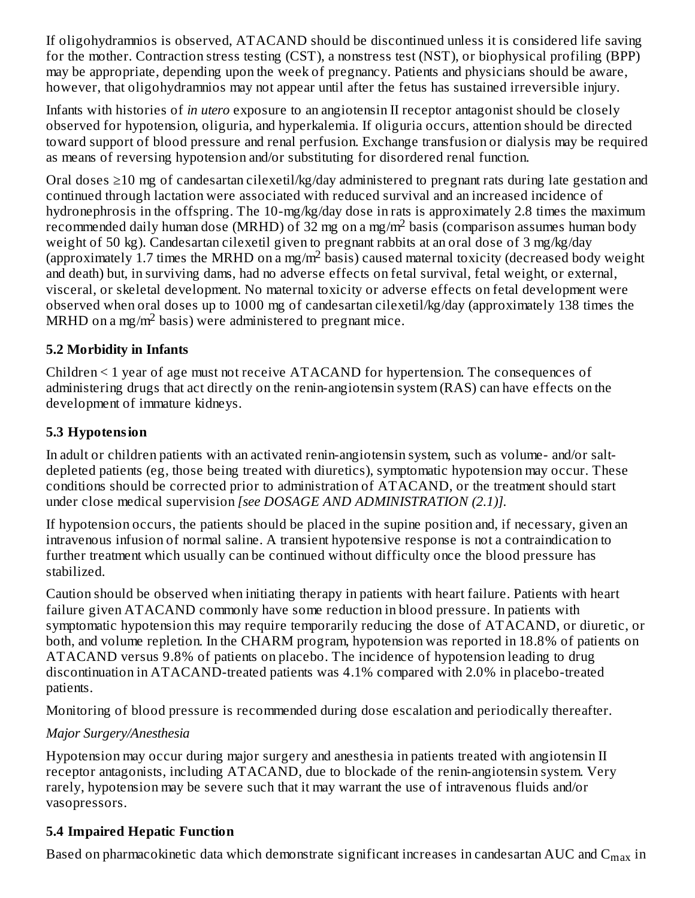If oligohydramnios is observed, ATACAND should be discontinued unless it is considered life saving for the mother. Contraction stress testing (CST), a nonstress test (NST), or biophysical profiling (BPP) may be appropriate, depending upon the week of pregnancy. Patients and physicians should be aware, however, that oligohydramnios may not appear until after the fetus has sustained irreversible injury.

Infants with histories of *in utero* exposure to an angiotensin II receptor antagonist should be closely observed for hypotension, oliguria, and hyperkalemia. If oliguria occurs, attention should be directed toward support of blood pressure and renal perfusion. Exchange transfusion or dialysis may be required as means of reversing hypotension and/or substituting for disordered renal function.

Oral doses ≥10 mg of candesartan cilexetil/kg/day administered to pregnant rats during late gestation and continued through lactation were associated with reduced survival and an increased incidence of hydronephrosis in the offspring. The 10-mg/kg/day dose in rats is approximately 2.8 times the maximum recommended daily human dose (MRHD) of 32 mg on a $mg/m^2$ basis (comparison assumes human body weight of 50 kg). Candesartan cilexetil given to pregnant rabbits at an oral dose of 3 mg/kg/day (approximately 1.7 times the MRHD on a $mg/m^2$ basis) caused maternal toxicity (decreased body weight and death) but, in surviving dams, had no adverse effects on fetal survival, fetal weight, or external, visceral, or skeletal development. No maternal toxicity or adverse effects on fetal development were observed when oral doses up to 1000 mg of candesartan cilexetil/kg/day (approximately 138 times the MRHD on a $mg/m^2$ basis) were administered to pregnant mice.

### 5.2 Morbidity in Infants

Children < 1 year of age must not receive ATACAND for hypertension. The consequences of administering drugs that act directly on the renin-angiotensin system (RAS) can have effects on the development of immature kidneys.

### 5.3 Hypotension

In adult or children patients with an activated renin-angiotensin system, such as volume- and/or salt-depleted patients (eg, those being treated with diuretics), symptomatic hypotension may occur. These conditions should be corrected prior to administration of ATACAND, or the treatment should start under close medical supervision *[see DOSAGE AND ADMINISTRATION (2.1)].*

If hypotension occurs, the patients should be placed in the supine position and, if necessary, given an intravenous infusion of normal saline. A transient hypotensive response is not a contraindication to further treatment which usually can be continued without difficulty once the blood pressure has stabilized.

Caution should be observed when initiating therapy in patients with heart failure. Patients with heart failure given ATACAND commonly have some reduction in blood pressure. In patients with symptomatic hypotension this may require temporarily reducing the dose of ATACAND, or diuretic, or both, and volume repletion. In the CHARM program, hypotension was reported in 18.8% of patients on ATACAND versus 9.8% of patients on placebo. The incidence of hypotension leading to drug discontinuation in ATACAND-treated patients was 4.1% compared with 2.0% in placebo-treated patients.

Monitoring of blood pressure is recommended during dose escalation and periodically thereafter.

*Major Surgery/Anesthesia*

Hypotension may occur during major surgery and anesthesia in patients treated with angiotensin II receptor antagonists, including ATACAND, due to blockade of the renin-angiotensin system. Very rarely, hypotension may be severe such that it may warrant the use of intravenous fluids and/or vasopressors.

### 5.4 Impaired Hepatic Function

Based on pharmacokinetic data which demonstrate significant increases in candesartan AUC and $C_{max}$ in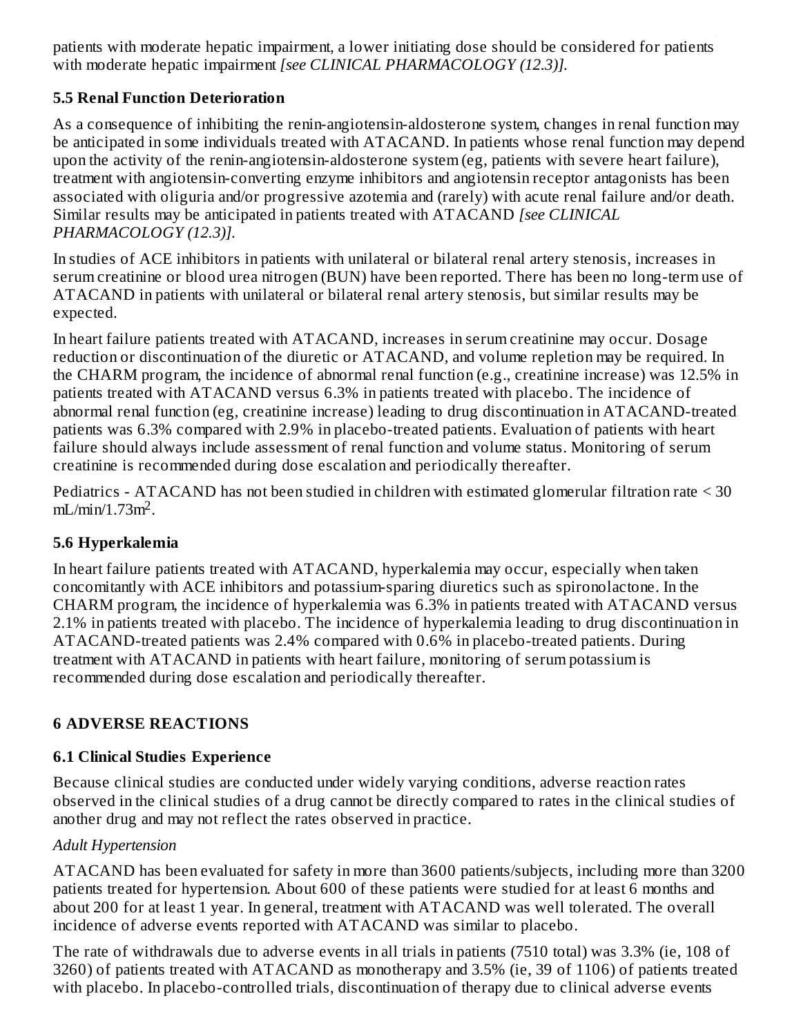patients with moderate hepatic impairment, a lower initiating dose should be considered for patients with moderate hepatic impairment *[see CLINICAL PHARMACOLOGY (12.3)].*

### 5.5 Renal Function Deterioration

As a consequence of inhibiting the renin-angiotensin-aldosterone system, changes in renal function may be anticipated in some individuals treated with ATACAND. In patients whose renal function may depend upon the activity of the renin-angiotensin-aldosterone system (eg, patients with severe heart failure), treatment with angiotensin-converting enzyme inhibitors and angiotensin receptor antagonists has been associated with oliguria and/or progressive azotemia and (rarely) with acute renal failure and/or death. Similar results may be anticipated in patients treated with ATACAND *[see CLINICAL PHARMACOLOGY (12.3)].*

In studies of ACE inhibitors in patients with unilateral or bilateral renal artery stenosis, increases in serum creatinine or blood urea nitrogen (BUN) have been reported. There has been no long-term use of ATACAND in patients with unilateral or bilateral renal artery stenosis, but similar results may be expected.

In heart failure patients treated with ATACAND, increases in serum creatinine may occur. Dosage reduction or discontinuation of the diuretic or ATACAND, and volume repletion may be required. In the CHARM program, the incidence of abnormal renal function (e.g., creatinine increase) was 12.5% in patients treated with ATACAND versus 6.3% in patients treated with placebo. The incidence of abnormal renal function (eg, creatinine increase) leading to drug discontinuation in ATACAND-treated patients was 6.3% compared with 2.9% in placebo-treated patients. Evaluation of patients with heart failure should always include assessment of renal function and volume status. Monitoring of serum creatinine is recommended during dose escalation and periodically thereafter.

Pediatrics - ATACAND has not been studied in children with estimated glomerular filtration rate < 30 $mL/min/1.73m^2$.

### 5.6 Hyperkalemia

In heart failure patients treated with ATACAND, hyperkalemia may occur, especially when taken concomitantly with ACE inhibitors and potassium-sparing diuretics such as spironolactone. In the CHARM program, the incidence of hyperkalemia was 6.3% in patients treated with ATACAND versus 2.1% in patients treated with placebo. The incidence of hyperkalemia leading to drug discontinuation in ATACAND-treated patients was 2.4% compared with 0.6% in placebo-treated patients. During treatment with ATACAND in patients with heart failure, monitoring of serum potassium is recommended during dose escalation and periodically thereafter.

## 6 ADVERSE REACTIONS

### 6.1 Clinical Studies Experience

Because clinical studies are conducted under widely varying conditions, adverse reaction rates observed in the clinical studies of a drug cannot be directly compared to rates in the clinical studies of another drug and may not reflect the rates observed in practice.

*Adult Hypertension*

ATACAND has been evaluated for safety in more than 3600 patients/subjects, including more than 3200 patients treated for hypertension. About 600 of these patients were studied for at least 6 months and about 200 for at least 1 year. In general, treatment with ATACAND was well tolerated. The overall incidence of adverse events reported with ATACAND was similar to placebo.

The rate of withdrawals due to adverse events in all trials in patients (7510 total) was 3.3% (ie, 108 of 3260) of patients treated with ATACAND as monotherapy and 3.5% (ie, 39 of 1106) of patients treated with placebo. In placebo-controlled trials, discontinuation of therapy due to clinical adverse events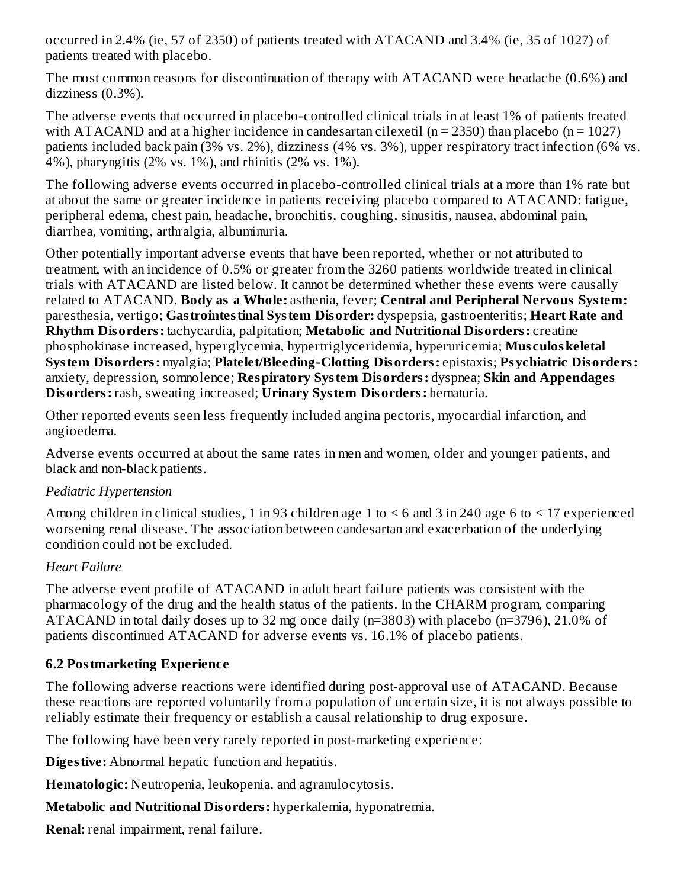occurred in 2.4% (ie, 57 of 2350) of patients treated with ATACAND and 3.4% (ie, 35 of 1027) of patients treated with placebo.

The most common reasons for discontinuation of therapy with ATACAND were headache (0.6%) and dizziness (0.3%).

The adverse events that occurred in placebo-controlled clinical trials in at least 1% of patients treated with ATACAND and at a higher incidence in candesartan cilexetil (n = 2350) than placebo (n = 1027) patients included back pain (3% vs. 2%), dizziness (4% vs. 3%), upper respiratory tract infection (6% vs. 4%), pharyngitis (2% vs. 1%), and rhinitis (2% vs. 1%).

The following adverse events occurred in placebo-controlled clinical trials at a more than 1% rate but at about the same or greater incidence in patients receiving placebo compared to ATACAND: fatigue, peripheral edema, chest pain, headache, bronchitis, coughing, sinusitis, nausea, abdominal pain, diarrhea, vomiting, arthralgia, albuminuria.

Other potentially important adverse events that have been reported, whether or not attributed to treatment, with an incidence of 0.5% or greater from the 3260 patients worldwide treated in clinical trials with ATACAND are listed below. It cannot be determined whether these events were causally related to ATACAND. **Body as a Whole:** asthenia, fever; **Central and Peripheral Nervous System:** paresthesia, vertigo; **Gastrointestinal System Disorder:** dyspepsia, gastroenteritis; **Heart Rate and Rhythm Disorders:** tachycardia, palpitation; **Metabolic and Nutritional Disorders:** creatine phosphokinase increased, hyperglycemia, hypertriglyceridemia, hyperuricemia; **Musculoskeletal System Disorders:** myalgia; **Platelet/Bleeding-Clotting Disorders:** epistaxis; **Psychiatric Disorders:** anxiety, depression, somnolence; **Respiratory System Disorders:** dyspnea; **Skin and Appendages Disorders:** rash, sweating increased; **Urinary System Disorders:** hematuria.

Other reported events seen less frequently included angina pectoris, myocardial infarction, and angioedema.

Adverse events occurred at about the same rates in men and women, older and younger patients, and black and non-black patients.

*Pediatric Hypertension*

Among children in clinical studies, 1 in 93 children age 1 to < 6 and 3 in 240 age 6 to < 17 experienced worsening renal disease. The association between candesartan and exacerbation of the underlying condition could not be excluded.

*Heart Failure*

The adverse event profile of ATACAND in adult heart failure patients was consistent with the pharmacology of the drug and the health status of the patients. In the CHARM program, comparing ATACAND in total daily doses up to 32 mg once daily (n=3803) with placebo (n=3796), 21.0% of patients discontinued ATACAND for adverse events vs. 16.1% of placebo patients.

### 6.2 Postmarketing Experience

The following adverse reactions were identified during post-approval use of ATACAND. Because these reactions are reported voluntarily from a population of uncertain size, it is not always possible to reliably estimate their frequency or establish a causal relationship to drug exposure.

The following have been very rarely reported in post-marketing experience:

**Digestive:** Abnormal hepatic function and hepatitis.

**Hematologic:** Neutropenia, leukopenia, and agranulocytosis.

**Metabolic and Nutritional Disorders:** hyperkalemia, hyponatremia.

**Renal:** renal impairment, renal failure.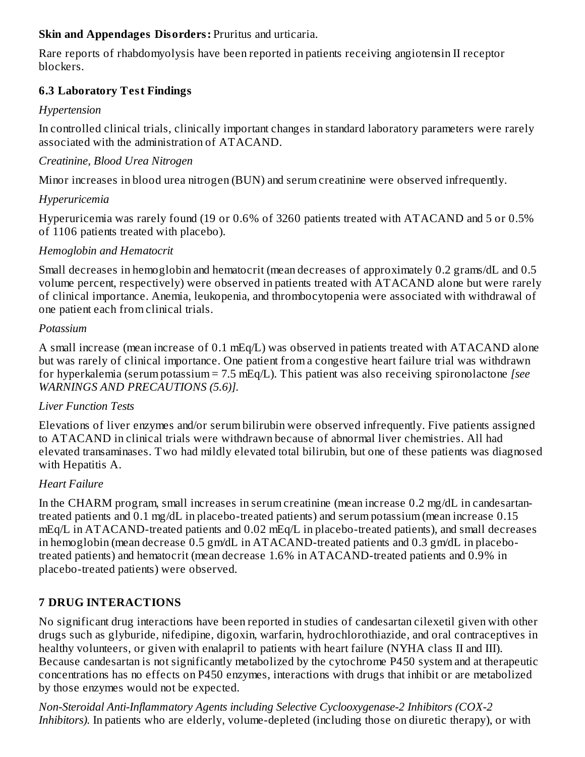**Skin and Appendages Disorders:** Pruritus and urticaria.

Rare reports of rhabdomyolysis have been reported in patients receiving angiotensin II receptor blockers.

### 6.3 Laboratory Test Findings

*Hypertension*

In controlled clinical trials, clinically important changes in standard laboratory parameters were rarely associated with the administration of ATACAND.

*Creatinine, Blood Urea Nitrogen*

Minor increases in blood urea nitrogen (BUN) and serum creatinine were observed infrequently.

*Hyperuricemia*

Hyperuricemia was rarely found (19 or 0.6% of 3260 patients treated with ATACAND and 5 or 0.5% of 1106 patients treated with placebo).

*Hemoglobin and Hematocrit*

Small decreases in hemoglobin and hematocrit (mean decreases of approximately 0.2 grams/dL and 0.5 volume percent, respectively) were observed in patients treated with ATACAND alone but were rarely of clinical importance. Anemia, leukopenia, and thrombocytopenia were associated with withdrawal of one patient each from clinical trials.

*Potassium*

A small increase (mean increase of 0.1 mEq/L) was observed in patients treated with ATACAND alone but was rarely of clinical importance. One patient from a congestive heart failure trial was withdrawn for hyperkalemia (serum potassium = 7.5 mEq/L). This patient was also receiving spironolactone *[see WARNINGS AND PRECAUTIONS (5.6)]*.

*Liver Function Tests*

Elevations of liver enzymes and/or serum bilirubin were observed infrequently. Five patients assigned to ATACAND in clinical trials were withdrawn because of abnormal liver chemistries. All had elevated transaminases. Two had mildly elevated total bilirubin, but one of these patients was diagnosed with Hepatitis A.

*Heart Failure*

In the CHARM program, small increases in serum creatinine (mean increase 0.2 mg/dL in candesartan-treated patients and 0.1 mg/dL in placebo-treated patients) and serum potassium (mean increase 0.15 mEq/L in ATACAND-treated patients and 0.02 mEq/L in placebo-treated patients), and small decreases in hemoglobin (mean decrease 0.5 gm/dL in ATACAND-treated patients and 0.3 gm/dL in placebo-treated patients) and hematocrit (mean decrease 1.6% in ATACAND-treated patients and 0.9% in placebo-treated patients) were observed.

## 7 DRUG INTERACTIONS

No significant drug interactions have been reported in studies of candesartan cilexetil given with other drugs such as glyburide, nifedipine, digoxin, warfarin, hydrochlorothiazide, and oral contraceptives in healthy volunteers, or given with enalapril to patients with heart failure (NYHA class II and III). Because candesartan is not significantly metabolized by the cytochrome P450 system and at therapeutic concentrations has no effects on P450 enzymes, interactions with drugs that inhibit or are metabolized by those enzymes would not be expected.

*Non-Steroidal Anti-Inflammatory Agents including Selective Cyclooxygenase-2 Inhibitors (COX-2 Inhibitors).* In patients who are elderly, volume-depleted (including those on diuretic therapy), or with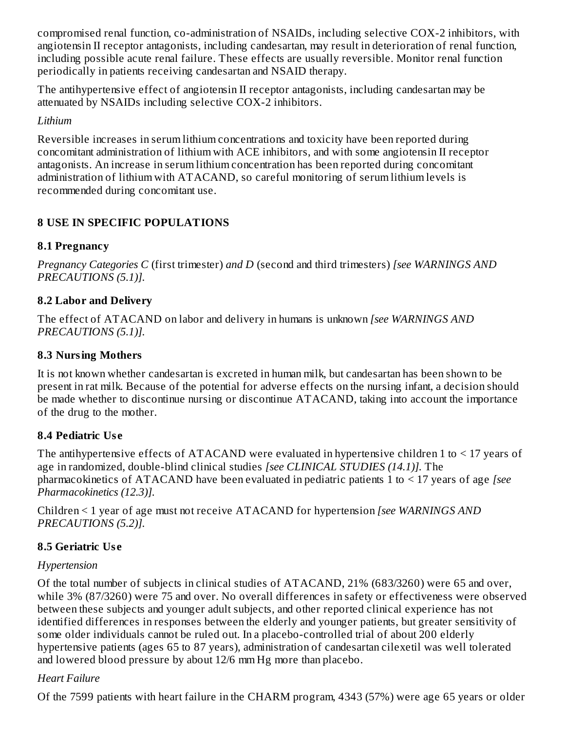compromised renal function, co-administration of NSAIDs, including selective COX-2 inhibitors, with angiotensin II receptor antagonists, including candesartan, may result in deterioration of renal function, including possible acute renal failure. These effects are usually reversible. Monitor renal function periodically in patients receiving candesartan and NSAID therapy.

The antihypertensive effect of angiotensin II receptor antagonists, including candesartan may be attenuated by NSAIDs including selective COX-2 inhibitors.

*Lithium*

Reversible increases in serum lithium concentrations and toxicity have been reported during concomitant administration of lithium with ACE inhibitors, and with some angiotensin II receptor antagonists. An increase in serum lithium concentration has been reported during concomitant administration of lithium with ATACAND, so careful monitoring of serum lithium levels is recommended during concomitant use.

## 8 USE IN SPECIFIC POPULATIONS

### 8.1 Pregnancy

*Pregnancy Categories C* (first trimester) *and D* (second and third trimesters) *[see WARNINGS AND PRECAUTIONS (5.1)].*

### 8.2 Labor and Delivery

The effect of ATACAND on labor and delivery in humans is unknown *[see WARNINGS AND PRECAUTIONS (5.1)].*

### 8.3 Nursing Mothers

It is not known whether candesartan is excreted in human milk, but candesartan has been shown to be present in rat milk. Because of the potential for adverse effects on the nursing infant, a decision should be made whether to discontinue nursing or discontinue ATACAND, taking into account the importance of the drug to the mother.

### 8.4 Pediatric Use

The antihypertensive effects of ATACAND were evaluated in hypertensive children 1 to < 17 years of age in randomized, double-blind clinical studies *[see CLINICAL STUDIES (14.1)].* The pharmacokinetics of ATACAND have been evaluated in pediatric patients 1 to < 17 years of age *[see Pharmacokinetics (12.3)].*

Children < 1 year of age must not receive ATACAND for hypertension *[see WARNINGS AND PRECAUTIONS (5.2)].*

### 8.5 Geriatric Use

*Hypertension*

Of the total number of subjects in clinical studies of ATACAND, 21% (683/3260) were 65 and over, while 3% (87/3260) were 75 and over. No overall differences in safety or effectiveness were observed between these subjects and younger adult subjects, and other reported clinical experience has not identified differences in responses between the elderly and younger patients, but greater sensitivity of some older individuals cannot be ruled out. In a placebo-controlled trial of about 200 elderly hypertensive patients (ages 65 to 87 years), administration of candesartan cilexetil was well tolerated and lowered blood pressure by about 12/6 mm Hg more than placebo.

*Heart Failure*

Of the 7599 patients with heart failure in the CHARM program, 4343 (57%) were age 65 years or older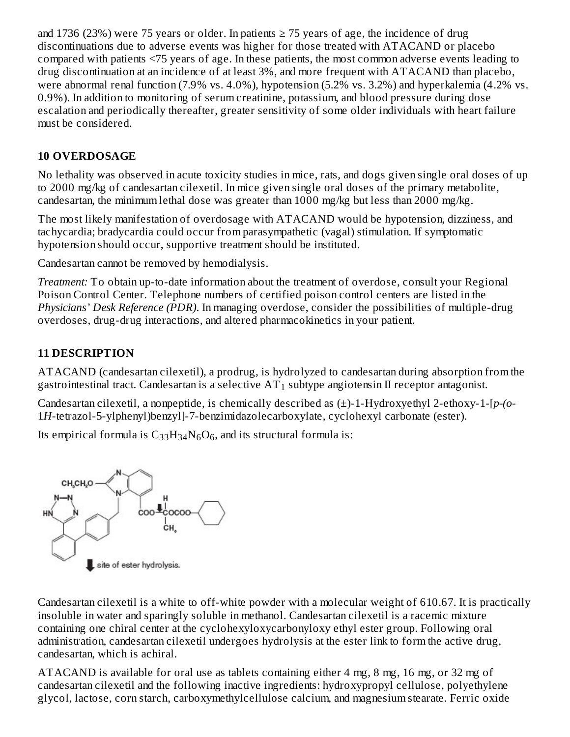and 1736 (23%) were 75 years or older. In patients ≥ 75 years of age, the incidence of drug discontinuations due to adverse events was higher for those treated with ATACAND or placebo compared with patients <75 years of age. In these patients, the most common adverse events leading to drug discontinuation at an incidence of at least 3%, and more frequent with ATACAND than placebo, were abnormal renal function (7.9% vs. 4.0%), hypotension (5.2% vs. 3.2%) and hyperkalemia (4.2% vs. 0.9%). In addition to monitoring of serum creatinine, potassium, and blood pressure during dose escalation and periodically thereafter, greater sensitivity of some older individuals with heart failure must be considered.

## 10 OVERDOSAGE

No lethality was observed in acute toxicity studies in mice, rats, and dogs given single oral doses of up to 2000 mg/kg of candesartan cilexetil. In mice given single oral doses of the primary metabolite, candesartan, the minimum lethal dose was greater than 1000 mg/kg but less than 2000 mg/kg.

The most likely manifestation of overdosage with ATACAND would be hypotension, dizziness, and tachycardia; bradycardia could occur from parasympathetic (vagal) stimulation. If symptomatic hypotension should occur, supportive treatment should be instituted.

Candesartan cannot be removed by hemodialysis.

*Treatment:* To obtain up-to-date information about the treatment of overdose, consult your Regional Poison Control Center. Telephone numbers of certified poison control centers are listed in the *Physicians' Desk Reference (PDR).* In managing overdose, consider the possibilities of multiple-drug overdoses, drug-drug interactions, and altered pharmacokinetics in your patient.

## 11 DESCRIPTION

ATACAND (candesartan cilexetil), a prodrug, is hydrolyzed to candesartan during absorption from the gastrointestinal tract. Candesartan is a selective $AT_1$ subtype angiotensin II receptor antagonist.

Candesartan cilexetil, a nonpeptide, is chemically described as (±)-1-Hydroxyethyl 2-ethoxy-1-[*p*-(*o*-1*H*-tetrazol-5-ylphenyl)benzyl]-7-benzimidazolecarboxylate, cyclohexyl carbonate (ester).

Its empirical formula is $C_{33}H_{34}N_6O_6$, and its structural formula is:

site of ester hydrolysis.

Candesartan cilexetil is a white to off-white powder with a molecular weight of 610.67. It is practically insoluble in water and sparingly soluble in methanol. Candesartan cilexetil is a racemic mixture containing one chiral center at the cyclohexyloxycarbonyloxy ethyl ester group. Following oral administration, candesartan cilexetil undergoes hydrolysis at the ester link to form the active drug, candesartan, which is achiral.

ATACAND is available for oral use as tablets containing either 4 mg, 8 mg, 16 mg, or 32 mg of candesartan cilexetil and the following inactive ingredients: hydroxypropyl cellulose, polyethylene glycol, lactose, corn starch, carboxymethylcellulose calcium, and magnesium stearate. Ferric oxide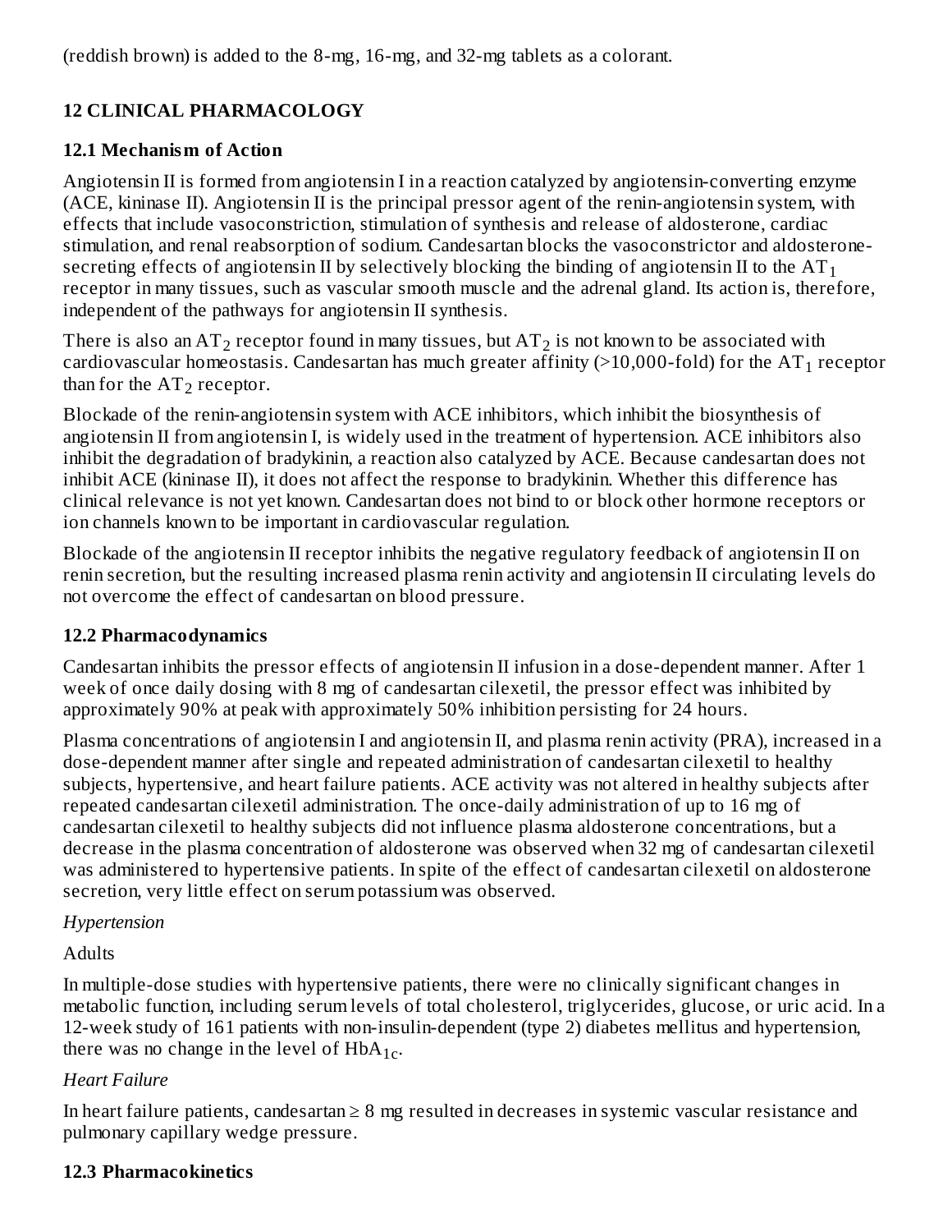(reddish brown) is added to the 8-mg, 16-mg, and 32-mg tablets as a colorant.

## 12 CLINICAL PHARMACOLOGY

### 12.1 Mechanism of Action

Angiotensin II is formed from angiotensin I in a reaction catalyzed by angiotensin-converting enzyme (ACE, kininase II). Angiotensin II is the principal pressor agent of the renin-angiotensin system, with effects that include vasoconstriction, stimulation of synthesis and release of aldosterone, cardiac stimulation, and renal reabsorption of sodium. Candesartan blocks the vasoconstrictor and aldosterone-secreting effects of angiotensin II by selectively blocking the binding of angiotensin II to the $AT_1$ receptor in many tissues, such as vascular smooth muscle and the adrenal gland. Its action is, therefore, independent of the pathways for angiotensin II synthesis.

There is also an $AT_2$ receptor found in many tissues, but $AT_2$ is not known to be associated with cardiovascular homeostasis. Candesartan has much greater affinity (>10,000-fold) for the $AT_1$ receptor than for the $AT_2$ receptor.

Blockade of the renin-angiotensin system with ACE inhibitors, which inhibit the biosynthesis of angiotensin II from angiotensin I, is widely used in the treatment of hypertension. ACE inhibitors also inhibit the degradation of bradykinin, a reaction also catalyzed by ACE. Because candesartan does not inhibit ACE (kininase II), it does not affect the response to bradykinin. Whether this difference has clinical relevance is not yet known. Candesartan does not bind to or block other hormone receptors or ion channels known to be important in cardiovascular regulation.

Blockade of the angiotensin II receptor inhibits the negative regulatory feedback of angiotensin II on renin secretion, but the resulting increased plasma renin activity and angiotensin II circulating levels do not overcome the effect of candesartan on blood pressure.

### 12.2 Pharmacodynamics

Candesartan inhibits the pressor effects of angiotensin II infusion in a dose-dependent manner. After 1 week of once daily dosing with 8 mg of candesartan cilexetil, the pressor effect was inhibited by approximately 90% at peak with approximately 50% inhibition persisting for 24 hours.

Plasma concentrations of angiotensin I and angiotensin II, and plasma renin activity (PRA), increased in a dose-dependent manner after single and repeated administration of candesartan cilexetil to healthy subjects, hypertensive, and heart failure patients. ACE activity was not altered in healthy subjects after repeated candesartan cilexetil administration. The once-daily administration of up to 16 mg of candesartan cilexetil to healthy subjects did not influence plasma aldosterone concentrations, but a decrease in the plasma concentration of aldosterone was observed when 32 mg of candesartan cilexetil was administered to hypertensive patients. In spite of the effect of candesartan cilexetil on aldosterone secretion, very little effect on serum potassium was observed.

*Hypertension*

Adults

In multiple-dose studies with hypertensive patients, there were no clinically significant changes in metabolic function, including serum levels of total cholesterol, triglycerides, glucose, or uric acid. In a 12-week study of 161 patients with non-insulin-dependent (type 2) diabetes mellitus and hypertension, there was no change in the level of $HbA_{1c}$.

*Heart Failure*

In heart failure patients, candesartan ≥ 8 mg resulted in decreases in systemic vascular resistance and pulmonary capillary wedge pressure.

### 12.3 Pharmacokinetics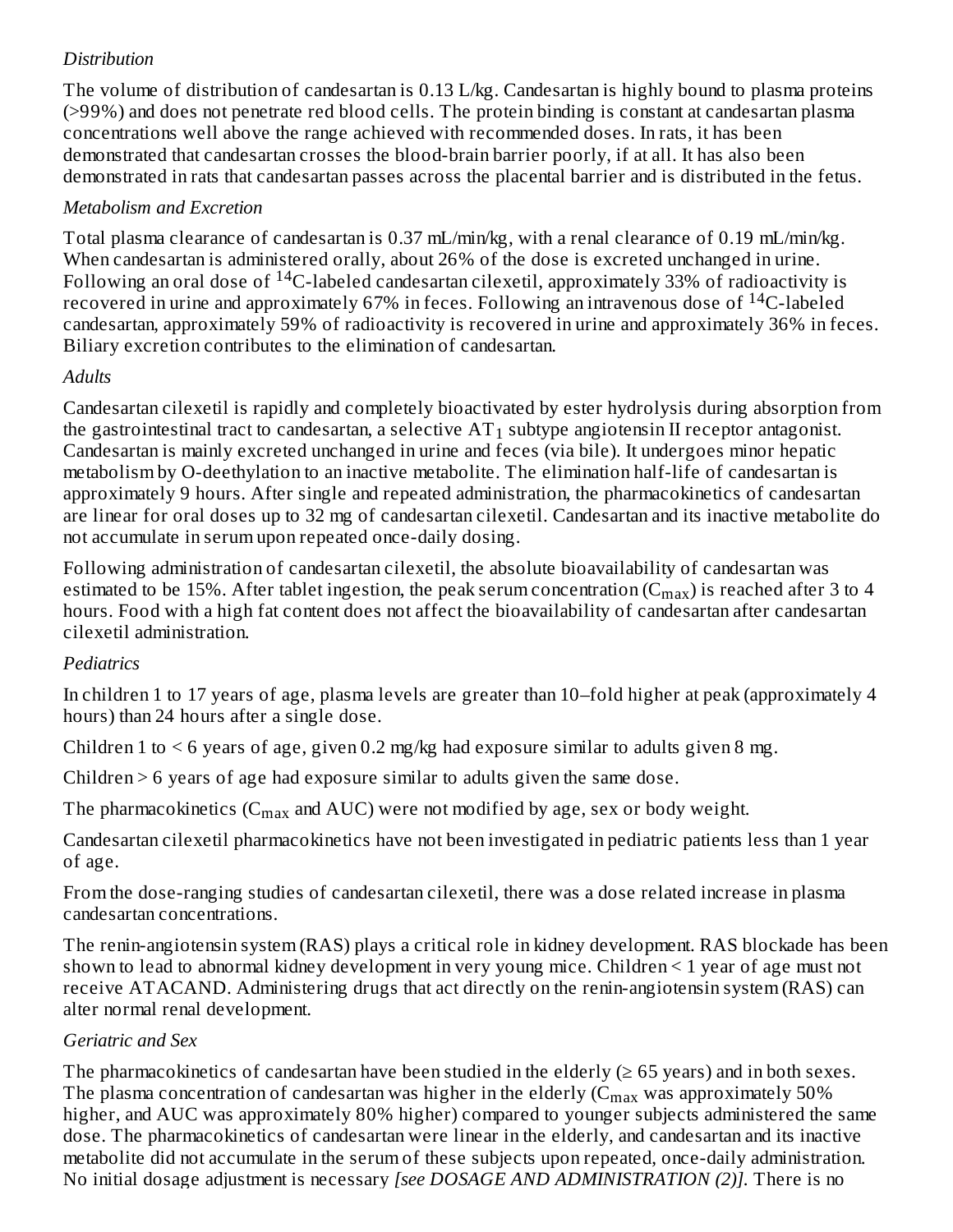*Distribution*

The volume of distribution of candesartan is 0.13 L/kg. Candesartan is highly bound to plasma proteins (>99%) and does not penetrate red blood cells. The protein binding is constant at candesartan plasma concentrations well above the range achieved with recommended doses. In rats, it has been demonstrated that candesartan crosses the blood-brain barrier poorly, if at all. It has also been demonstrated in rats that candesartan passes across the placental barrier and is distributed in the fetus.

*Metabolism and Excretion*

Total plasma clearance of candesartan is 0.37 mL/min/kg, with a renal clearance of 0.19 mL/min/kg. When candesartan is administered orally, about 26% of the dose is excreted unchanged in urine. Following an oral dose of $^{14}$C-labeled candesartan cilexetil, approximately 33% of radioactivity is recovered in urine and approximately 67% in feces. Following an intravenous dose of $^{14}$C-labeled candesartan, approximately 59% of radioactivity is recovered in urine and approximately 36% in feces. Biliary excretion contributes to the elimination of candesartan.

*Adults*

Candesartan cilexetil is rapidly and completely bioactivated by ester hydrolysis during absorption from the gastrointestinal tract to candesartan, a selective $AT_1$ subtype angiotensin II receptor antagonist. Candesartan is mainly excreted unchanged in urine and feces (via bile). It undergoes minor hepatic metabolism by O-deethylation to an inactive metabolite. The elimination half-life of candesartan is approximately 9 hours. After single and repeated administration, the pharmacokinetics of candesartan are linear for oral doses up to 32 mg of candesartan cilexetil. Candesartan and its inactive metabolite do not accumulate in serum upon repeated once-daily dosing.

Following administration of candesartan cilexetil, the absolute bioavailability of candesartan was estimated to be 15%. After tablet ingestion, the peak serum concentration ($C_{max}$) is reached after 3 to 4 hours. Food with a high fat content does not affect the bioavailability of candesartan after candesartan cilexetil administration.

*Pediatrics*

In children 1 to 17 years of age, plasma levels are greater than 10–fold higher at peak (approximately 4 hours) than 24 hours after a single dose.

Children 1 to < 6 years of age, given 0.2 mg/kg had exposure similar to adults given 8 mg.

Children > 6 years of age had exposure similar to adults given the same dose.

The pharmacokinetics ($C_{max}$ and AUC) were not modified by age, sex or body weight.

Candesartan cilexetil pharmacokinetics have not been investigated in pediatric patients less than 1 year of age.

From the dose-ranging studies of candesartan cilexetil, there was a dose related increase in plasma candesartan concentrations.

The renin-angiotensin system (RAS) plays a critical role in kidney development. RAS blockade has been shown to lead to abnormal kidney development in very young mice. Children < 1 year of age must not receive ATACAND. Administering drugs that act directly on the renin-angiotensin system (RAS) can alter normal renal development.

*Geriatric and Sex*

The pharmacokinetics of candesartan have been studied in the elderly (≥ 65 years) and in both sexes. The plasma concentration of candesartan was higher in the elderly ($C_{max}$ was approximately 50% higher, and AUC was approximately 80% higher) compared to younger subjects administered the same dose. The pharmacokinetics of candesartan were linear in the elderly, and candesartan and its inactive metabolite did not accumulate in the serum of these subjects upon repeated, once-daily administration. No initial dosage adjustment is necessary *[see DOSAGE AND ADMINISTRATION (2)]*. There is no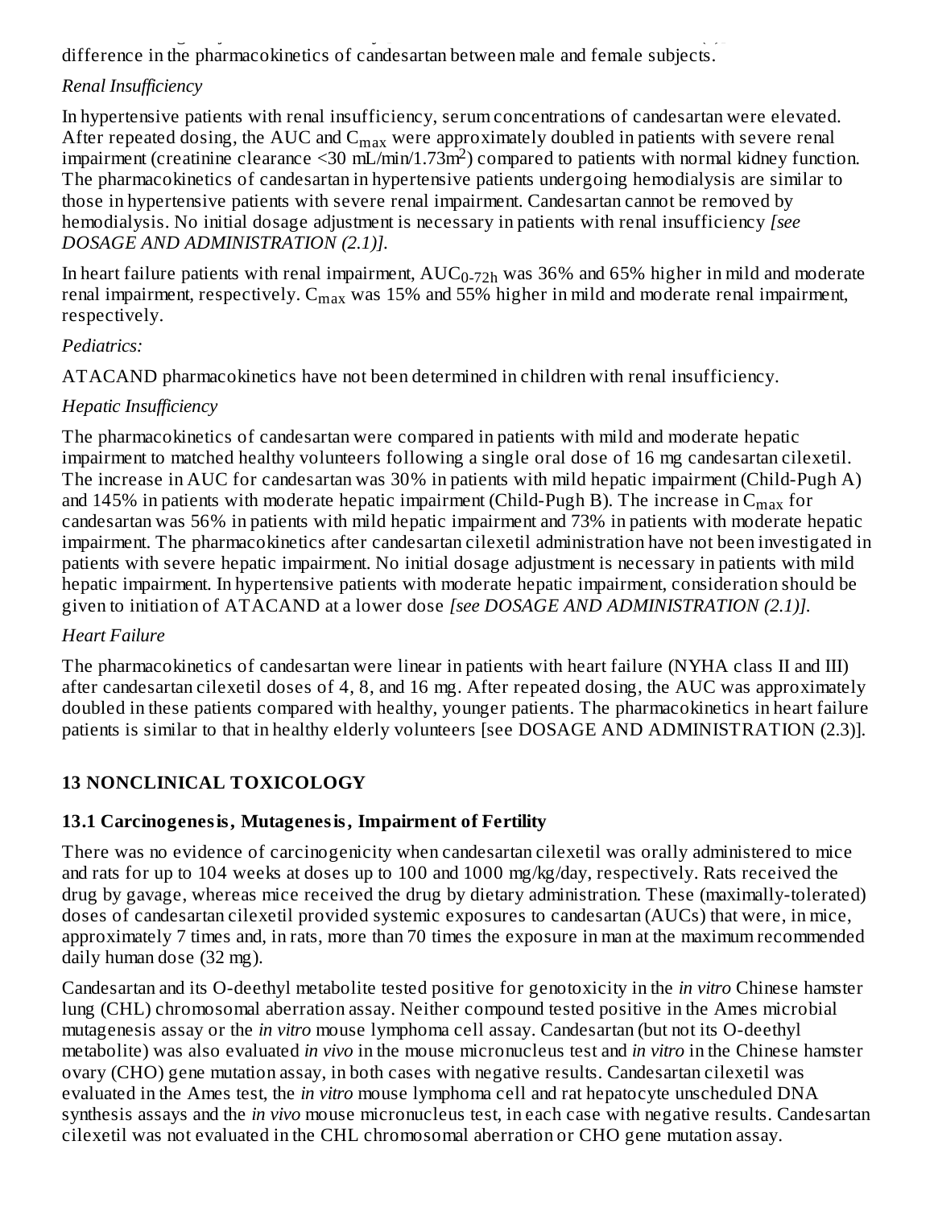difference in the pharmacokinetics of candesartan between male and female subjects.

*Renal Insufficiency*

In hypertensive patients with renal insufficiency, serum concentrations of candesartan were elevated. After repeated dosing, the AUC and $C_{max}$ were approximately doubled in patients with severe renal impairment (creatinine clearance <30 mL/min/1.73m$^2$) compared to patients with normal kidney function. The pharmacokinetics of candesartan in hypertensive patients undergoing hemodialysis are similar to those in hypertensive patients with severe renal impairment. Candesartan cannot be removed by hemodialysis. No initial dosage adjustment is necessary in patients with renal insufficiency *[see DOSAGE AND ADMINISTRATION (2.1)].*

In heart failure patients with renal impairment, $AUC_{0-72h}$ was 36% and 65% higher in mild and moderate renal impairment, respectively. $C_{max}$ was 15% and 55% higher in mild and moderate renal impairment, respectively.

*Pediatrics:*

ATACAND pharmacokinetics have not been determined in children with renal insufficiency.

*Hepatic Insufficiency*

The pharmacokinetics of candesartan were compared in patients with mild and moderate hepatic impairment to matched healthy volunteers following a single oral dose of 16 mg candesartan cilexetil. The increase in AUC for candesartan was 30% in patients with mild hepatic impairment (Child-Pugh A) and 145% in patients with moderate hepatic impairment (Child-Pugh B). The increase in $C_{max}$ for candesartan was 56% in patients with mild hepatic impairment and 73% in patients with moderate hepatic impairment. The pharmacokinetics after candesartan cilexetil administration have not been investigated in patients with severe hepatic impairment. No initial dosage adjustment is necessary in patients with mild hepatic impairment. In hypertensive patients with moderate hepatic impairment, consideration should be given to initiation of ATACAND at a lower dose *[see DOSAGE AND ADMINISTRATION (2.1)].*

*Heart Failure*

The pharmacokinetics of candesartan were linear in patients with heart failure (NYHA class II and III) after candesartan cilexetil doses of 4, 8, and 16 mg. After repeated dosing, the AUC was approximately doubled in these patients compared with healthy, younger patients. The pharmacokinetics in heart failure patients is similar to that in healthy elderly volunteers [see DOSAGE AND ADMINISTRATION (2.3)].

## 13 NONCLINICAL TOXICOLOGY

### 13.1 Carcinogenesis, Mutagenesis, Impairment of Fertility

There was no evidence of carcinogenicity when candesartan cilexetil was orally administered to mice and rats for up to 104 weeks at doses up to 100 and 1000 mg/kg/day, respectively. Rats received the drug by gavage, whereas mice received the drug by dietary administration. These (maximally-tolerated) doses of candesartan cilexetil provided systemic exposures to candesartan (AUCs) that were, in mice, approximately 7 times and, in rats, more than 70 times the exposure in man at the maximum recommended daily human dose (32 mg).

Candesartan and its O-deethyl metabolite tested positive for genotoxicity in the *in vitro* Chinese hamster lung (CHL) chromosomal aberration assay. Neither compound tested positive in the Ames microbial mutagenesis assay or the *in vitro* mouse lymphoma cell assay. Candesartan (but not its O-deethyl metabolite) was also evaluated *in vivo* in the mouse micronucleus test and *in vitro* in the Chinese hamster ovary (CHO) gene mutation assay, in both cases with negative results. Candesartan cilexetil was evaluated in the Ames test, the *in vitro* mouse lymphoma cell and rat hepatocyte unscheduled DNA synthesis assays and the *in vivo* mouse micronucleus test, in each case with negative results. Candesartan cilexetil was not evaluated in the CHL chromosomal aberration or CHO gene mutation assay.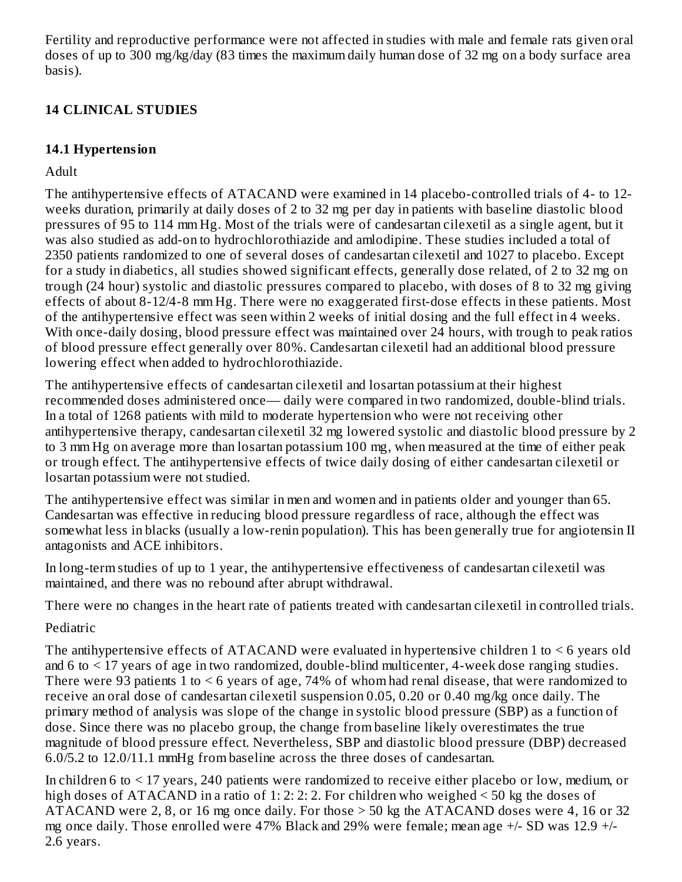Fertility and reproductive performance were not affected in studies with male and female rats given oral doses of up to 300 mg/kg/day (83 times the maximum daily human dose of 32 mg on a body surface area basis).

## 14 CLINICAL STUDIES

### 14.1 Hypertension

Adult

The antihypertensive effects of ATACAND were examined in 14 placebo-controlled trials of 4- to 12-weeks duration, primarily at daily doses of 2 to 32 mg per day in patients with baseline diastolic blood pressures of 95 to 114 mm Hg. Most of the trials were of candesartan cilexetil as a single agent, but it was also studied as add-on to hydrochlorothiazide and amlodipine. These studies included a total of 2350 patients randomized to one of several doses of candesartan cilexetil and 1027 to placebo. Except for a study in diabetics, all studies showed significant effects, generally dose related, of 2 to 32 mg on trough (24 hour) systolic and diastolic pressures compared to placebo, with doses of 8 to 32 mg giving effects of about 8-12/4-8 mm Hg. There were no exaggerated first-dose effects in these patients. Most of the antihypertensive effect was seen within 2 weeks of initial dosing and the full effect in 4 weeks. With once-daily dosing, blood pressure effect was maintained over 24 hours, with trough to peak ratios of blood pressure effect generally over 80%. Candesartan cilexetil had an additional blood pressure lowering effect when added to hydrochlorothiazide.

The antihypertensive effects of candesartan cilexetil and losartan potassium at their highest recommended doses administered once— daily were compared in two randomized, double-blind trials. In a total of 1268 patients with mild to moderate hypertension who were not receiving other antihypertensive therapy, candesartan cilexetil 32 mg lowered systolic and diastolic blood pressure by 2 to 3 mm Hg on average more than losartan potassium 100 mg, when measured at the time of either peak or trough effect. The antihypertensive effects of twice daily dosing of either candesartan cilexetil or losartan potassium were not studied.

The antihypertensive effect was similar in men and women and in patients older and younger than 65. Candesartan was effective in reducing blood pressure regardless of race, although the effect was somewhat less in blacks (usually a low-renin population). This has been generally true for angiotensin II antagonists and ACE inhibitors.

In long-term studies of up to 1 year, the antihypertensive effectiveness of candesartan cilexetil was maintained, and there was no rebound after abrupt withdrawal.

There were no changes in the heart rate of patients treated with candesartan cilexetil in controlled trials.

Pediatric

The antihypertensive effects of ATACAND were evaluated in hypertensive children 1 to < 6 years old and 6 to < 17 years of age in two randomized, double-blind multicenter, 4-week dose ranging studies. There were 93 patients 1 to < 6 years of age, 74% of whom had renal disease, that were randomized to receive an oral dose of candesartan cilexetil suspension 0.05, 0.20 or 0.40 mg/kg once daily. The primary method of analysis was slope of the change in systolic blood pressure (SBP) as a function of dose. Since there was no placebo group, the change from baseline likely overestimates the true magnitude of blood pressure effect. Nevertheless, SBP and diastolic blood pressure (DBP) decreased 6.0/5.2 to 12.0/11.1 mmHg from baseline across the three doses of candesartan.

In children 6 to < 17 years, 240 patients were randomized to receive either placebo or low, medium, or high doses of ATACAND in a ratio of 1: 2: 2: 2. For children who weighed < 50 kg the doses of ATACAND were 2, 8, or 16 mg once daily. For those > 50 kg the ATACAND doses were 4, 16 or 32 mg once daily. Those enrolled were 47% Black and 29% were female; mean age +/- SD was 12.9 +/- 2.6 years.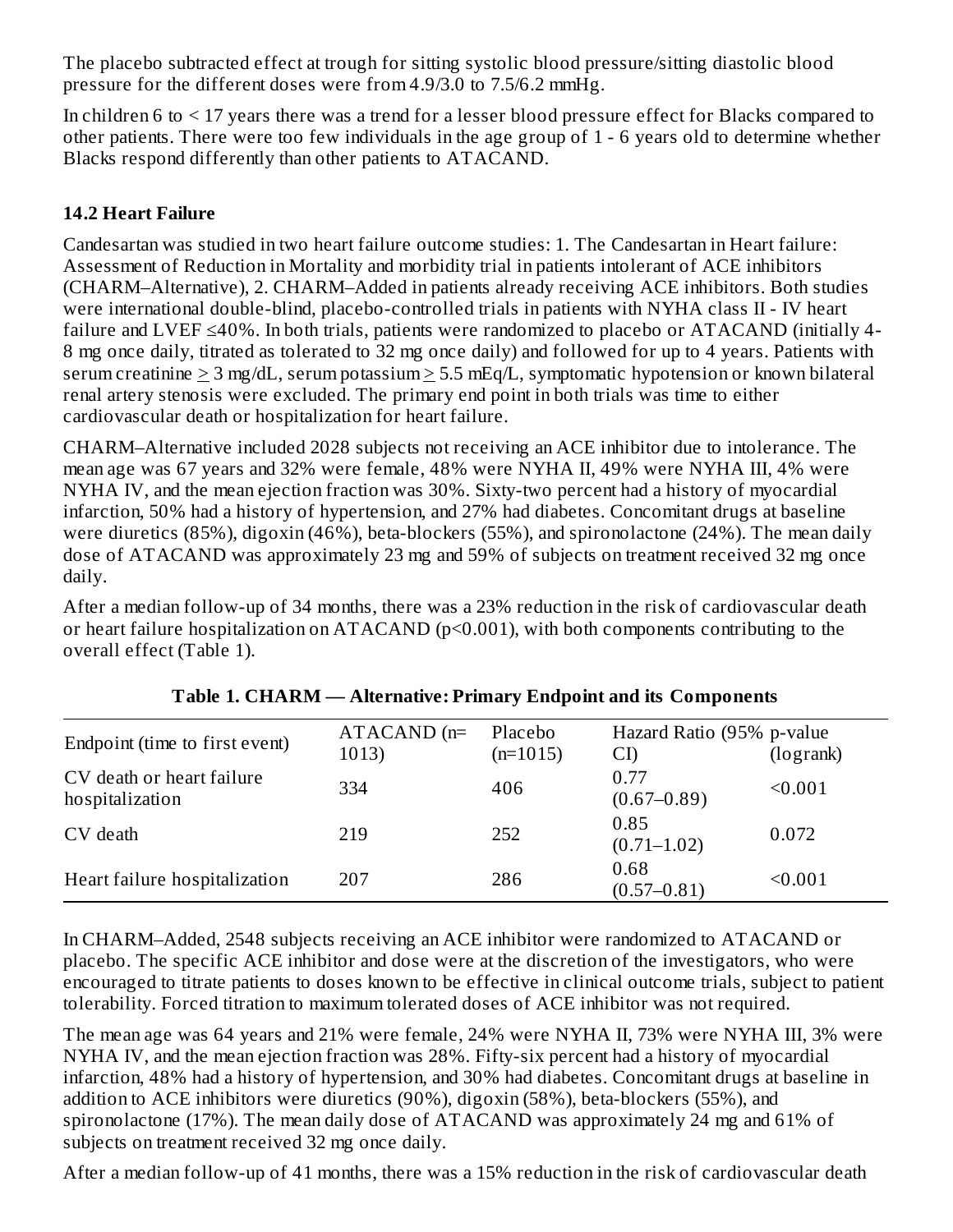The placebo subtracted effect at trough for sitting systolic blood pressure/sitting diastolic blood pressure for the different doses were from 4.9/3.0 to 7.5/6.2 mmHg.

In children 6 to < 17 years there was a trend for a lesser blood pressure effect for Blacks compared to other patients. There were too few individuals in the age group of 1 - 6 years old to determine whether Blacks respond differently than other patients to ATACAND.

### 14.2 Heart Failure

Candesartan was studied in two heart failure outcome studies: 1. The Candesartan in Heart failure: Assessment of Reduction in Mortality and morbidity trial in patients intolerant of ACE inhibitors (CHARM–Alternative), 2. CHARM–Added in patients already receiving ACE inhibitors. Both studies were international double-blind, placebo-controlled trials in patients with NYHA class II - IV heart failure and LVEF ≤40%. In both trials, patients were randomized to placebo or ATACAND (initially 4-8 mg once daily, titrated as tolerated to 32 mg once daily) and followed for up to 4 years. Patients with serum creatinine ≥ 3 mg/dL, serum potassium ≥ 5.5 mEq/L, symptomatic hypotension or known bilateral renal artery stenosis were excluded. The primary end point in both trials was time to either cardiovascular death or hospitalization for heart failure.

CHARM–Alternative included 2028 subjects not receiving an ACE inhibitor due to intolerance. The mean age was 67 years and 32% were female, 48% were NYHA II, 49% were NYHA III, 4% were NYHA IV, and the mean ejection fraction was 30%. Sixty-two percent had a history of myocardial infarction, 50% had a history of hypertension, and 27% had diabetes. Concomitant drugs at baseline were diuretics (85%), digoxin (46%), beta-blockers (55%), and spironolactone (24%). The mean daily dose of ATACAND was approximately 23 mg and 59% of subjects on treatment received 32 mg once daily.

After a median follow-up of 34 months, there was a 23% reduction in the risk of cardiovascular death or heart failure hospitalization on ATACAND (p<0.001), with both components contributing to the overall effect (Table 1).

**Table 1. CHARM — Alternative: Primary Endpoint and its Components**

| Endpoint (time to first event) | ATACAND (n=1013) | Placebo (n=1015) | Hazard Ratio (95% CI) | p-value (logrank) |
|---|---|---|---|---|
| CV death or heart failure hospitalization | 334 | 406 | 0.77 (0.67–0.89) | <0.001 |
| CV death | 219 | 252 | 0.85 (0.71–1.02) | 0.072 |
| Heart failure hospitalization | 207 | 286 | 0.68 (0.57–0.81) | <0.001 |

In CHARM–Added, 2548 subjects receiving an ACE inhibitor were randomized to ATACAND or placebo. The specific ACE inhibitor and dose were at the discretion of the investigators, who were encouraged to titrate patients to doses known to be effective in clinical outcome trials, subject to patient tolerability. Forced titration to maximum tolerated doses of ACE inhibitor was not required.

The mean age was 64 years and 21% were female, 24% were NYHA II, 73% were NYHA III, 3% were NYHA IV, and the mean ejection fraction was 28%. Fifty-six percent had a history of myocardial infarction, 48% had a history of hypertension, and 30% had diabetes. Concomitant drugs at baseline in addition to ACE inhibitors were diuretics (90%), digoxin (58%), beta-blockers (55%), and spironolactone (17%). The mean daily dose of ATACAND was approximately 24 mg and 61% of subjects on treatment received 32 mg once daily.

After a median follow-up of 41 months, there was a 15% reduction in the risk of cardiovascular death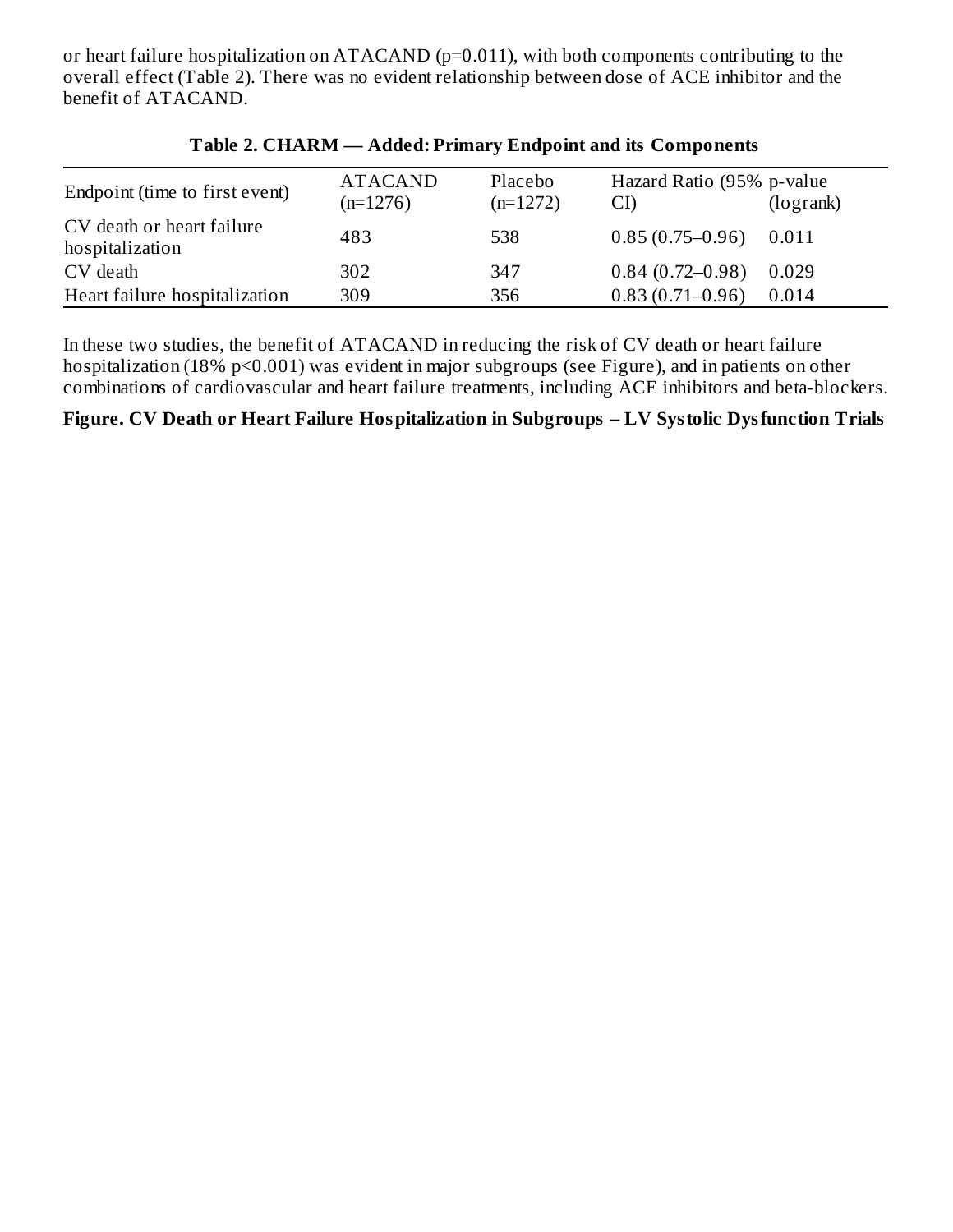or heart failure hospitalization on ATACAND ($p=0.011$), with both components contributing to the overall effect (Table 2). There was no evident relationship between dose of ACE inhibitor and the benefit of ATACAND.

**Table 2. CHARM — Added: Primary Endpoint and its Components**

| Endpoint (time to first event) | ATACAND (n=1276) | Placebo (n=1272) | Hazard Ratio (95% CI) | p-value (logrank) |
|---|---|---|---|---|
| CV death or heart failure hospitalization | 483 | 538 | 0.85 (0.75–0.96) | 0.011 |
| CV death | 302 | 347 | 0.84 (0.72–0.98) | 0.029 |
| Heart failure hospitalization | 309 | 356 | 0.83 (0.71–0.96) | 0.014 |

In these two studies, the benefit of ATACAND in reducing the risk of CV death or heart failure hospitalization (18% $p<0.001$) was evident in major subgroups (see Figure), and in patients on other combinations of cardiovascular and heart failure treatments, including ACE inhibitors and beta-blockers.

**Figure. CV Death or Heart Failure Hospitalization in Subgroups – LV Systolic Dysfunction Trials**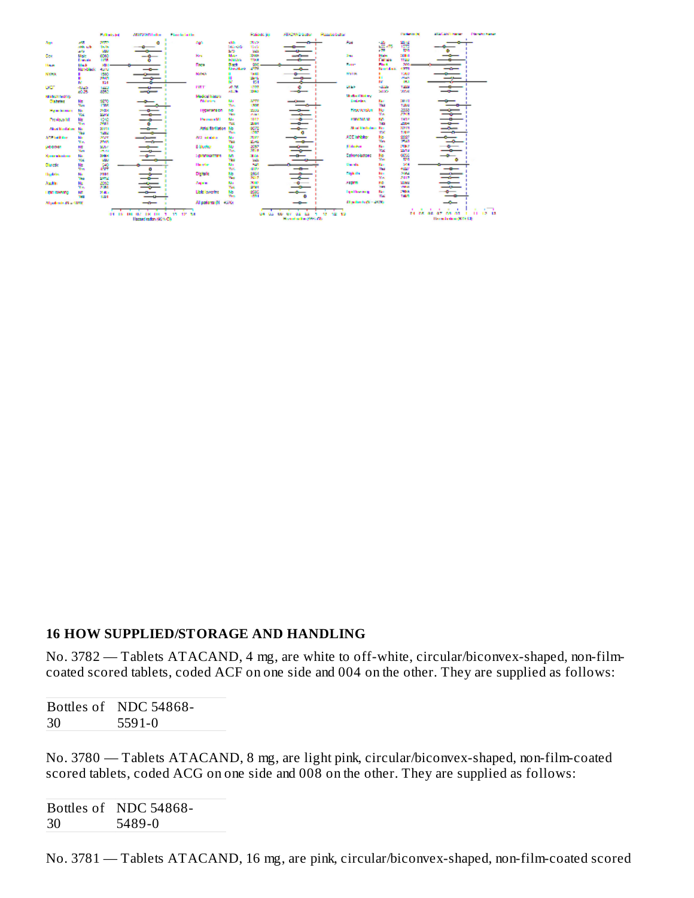## 16 HOW SUPPLIED/STORAGE AND HANDLING

No. 3782 — Tablets ATACAND, 4 mg, are white to off-white, circular/biconvex-shaped, non-film-coated scored tablets, coded ACF on one side and 004 on the other. They are supplied as follows:

| Bottles of 30 | NDC 54868-5591-0 |
|---|---|

No. 3780 — Tablets ATACAND, 8 mg, are light pink, circular/biconvex-shaped, non-film-coated scored tablets, coded ACG on one side and 008 on the other. They are supplied as follows:

| Bottles of 30 | NDC 54868-5489-0 |
|---|---|

No. 3781 — Tablets ATACAND, 16 mg, are pink, circular/biconvex-shaped, non-film-coated scored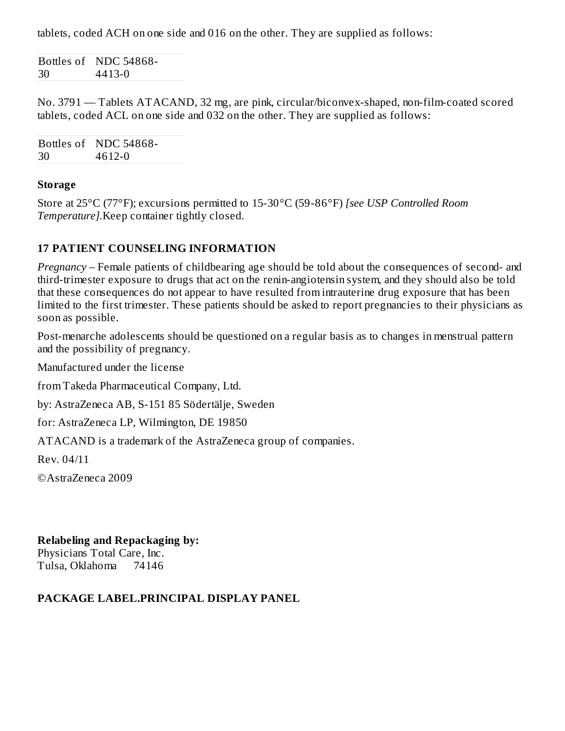tablets, coded ACH on one side and 016 on the other. They are supplied as follows:

| Bottles of 30 | NDC 54868-4413-0 |
|---|---|

No. 3791 — Tablets ATACAND, 32 mg, are pink, circular/biconvex-shaped, non-film-coated scored tablets, coded ACL on one side and 032 on the other. They are supplied as follows:

| Bottles of 30 | NDC 54868-4612-0 |
|---|---|

**Storage**

Store at 25°C (77°F); excursions permitted to 15-30°C (59-86°F) *[see USP Controlled Room Temperature]*.Keep container tightly closed.

## 17 PATIENT COUNSELING INFORMATION

*Pregnancy* – Female patients of childbearing age should be told about the consequences of second- and third-trimester exposure to drugs that act on the renin-angiotensin system, and they should also be told that these consequences do not appear to have resulted from intrauterine drug exposure that has been limited to the first trimester. These patients should be asked to report pregnancies to their physicians as soon as possible.

Post-menarche adolescents should be questioned on a regular basis as to changes in menstrual pattern and the possibility of pregnancy.

Manufactured under the license

from Takeda Pharmaceutical Company, Ltd.

by: AstraZeneca AB, S-151 85 Södertälje, Sweden

for: AstraZeneca LP, Wilmington, DE 19850

ATACAND is a trademark of the AstraZeneca group of companies.

Rev. 04/11

©AstraZeneca 2009

**Relabeling and Repackaging by:**
Physicians Total Care, Inc.
Tulsa, Oklahoma 74146

## PACKAGE LABEL.PRINCIPAL DISPLAY PANEL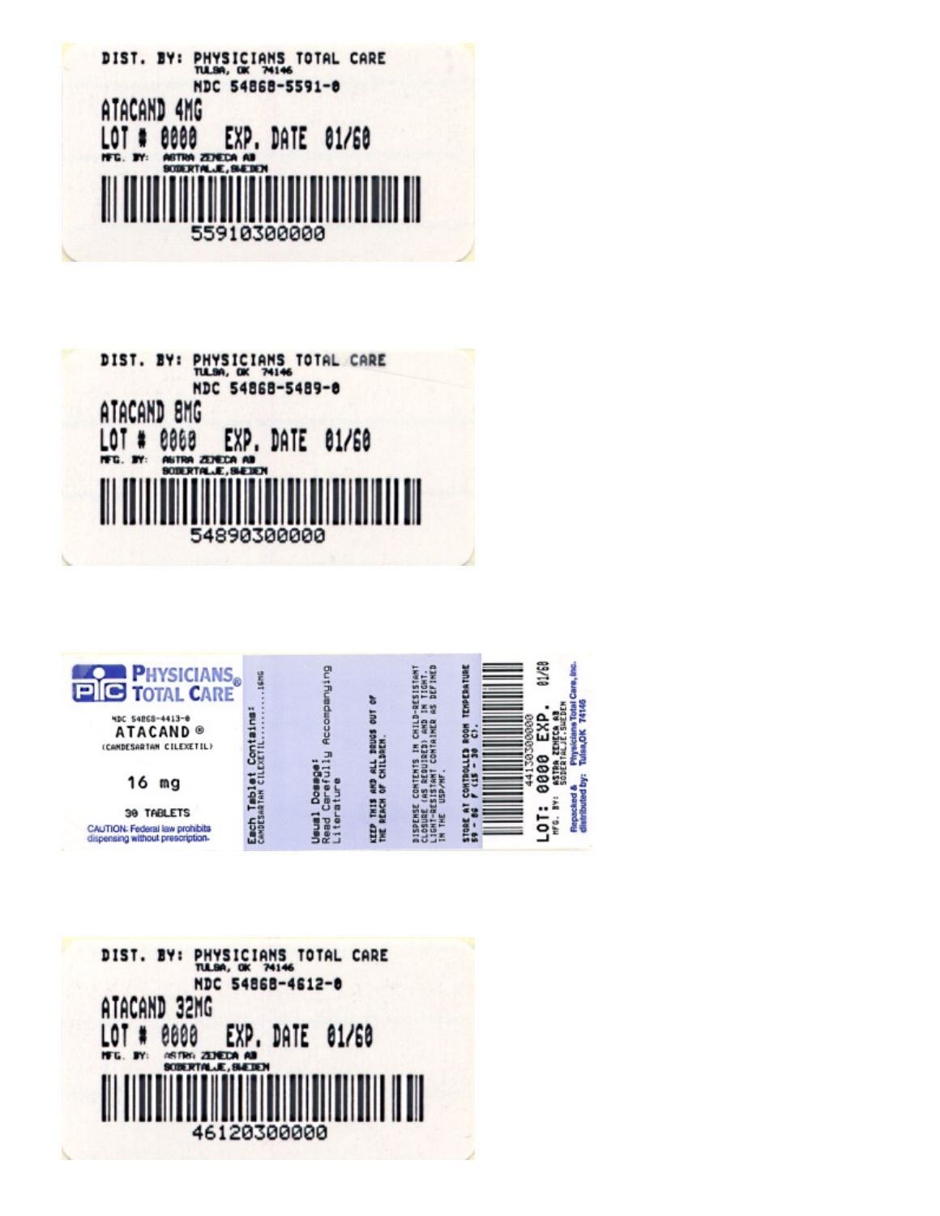DIST. BY: PHYSICIANS TOTAL CARE
TULSA, OK 74146
NDC 54868-5591-0

ATACAND 4MG

LOT # 0000 EXP. DATE 01/60

MFG. BY: ASTRA ZENECA AB
SODERTALJE, SWEDEN

55910300000

DIST. BY: PHYSICIANS TOTAL CARE
TULSA, OK 74146
NDC 54868-5489-0

ATACAND 8MG

LOT # 0000 EXP. DATE 01/60

MFG. BY: ASTRA ZENECA AB
SODERTALJE, SWEDEN

54890300000

PHYSICIANS® TOTAL CARE

NDC 54868-4413-0

ATACAND ®
(CANDESARTAN CILEXETIL)

16 mg

30 TABLETS

CAUTION: Federal law prohibits dispensing without prescription.

Each Tablet Contains:
CANDESARTAN CILEXETIL..........16MG

Usual Dosage:
Read Carefully Accompanying Literature

KEEP THIS AND ALL DRUGS OUT OF THE REACH OF CHILDREN.

DISPENSE CONTENTS IN CHILD-RESISTANT CLOSURE (AS REQUIRED) AND IN TIGHT, LIGHT-RESISTANT CONTAINER AS DEFINED IN THE USP/NF.

STORE AT CONTROLLED ROOM TEMPERATURE 59 - 86 F (15 - 30 C).

44130300000

LOT: 0000 EXP. 01/60

MFG. BY: ASTRA ZENECA AB
SODERTALJE, SWEDEN

Repacked & distributed by: Physicians Total Care, Inc.
Tulsa, OK 74146

DIST. BY: PHYSICIANS TOTAL CARE
TULSA, OK 74146
NDC 54868-4612-0

ATACAND 32MG

LOT # 0000 EXP. DATE 01/60

MFG. BY: ASTRA ZENECA AB
SODERTALJE, SWEDEN

46120300000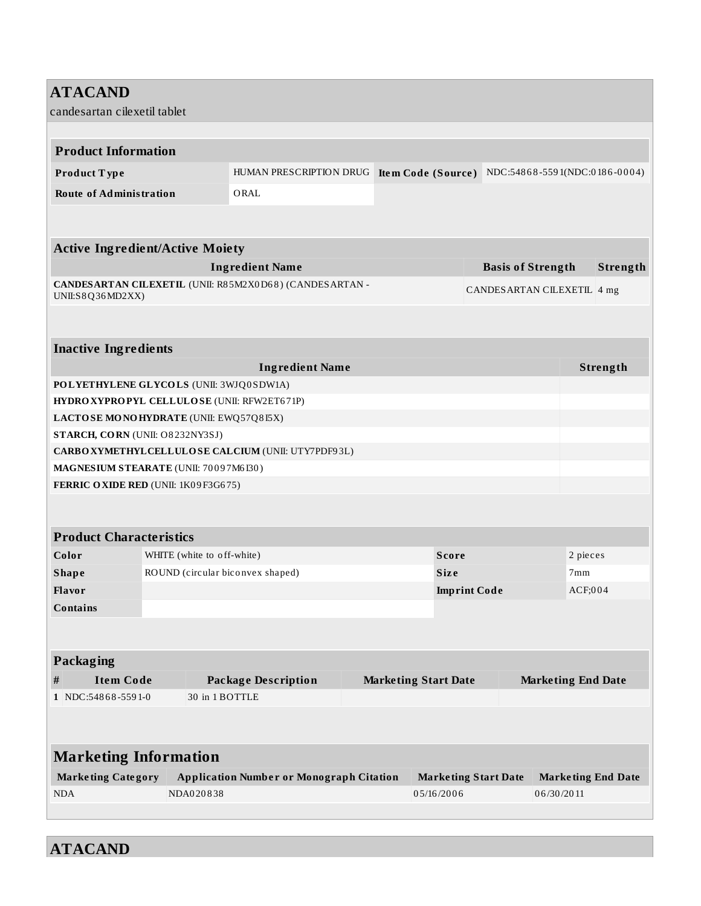# ATACAND

candesartan cilexetil tablet

## Product Information

| Product Type | HUMAN PRESCRIPTION DRUG | Item Code (Source) | NDC:54868-5591(NDC:0186-0004) |
|---|---|---|---|
| Route of Administration | ORAL | | |

## Active Ingredient/Active Moiety

| Ingredient Name | Basis of Strength | Strength |
|---|---|---|
| **CANDESARTAN CILEXETIL** (UNII: R85M2X0D68) (CANDESARTAN - UNII:S8Q36MD2XX) | CANDESARTAN CILEXETIL | 4 mg |

## Inactive Ingredients

| Ingredient Name | Strength |
|---|---|
| **POLYETHYLENE GLYCOLS** (UNII: 3WJQ0SDW1A) | |
| **HYDROXYPROPYL CELLULOSE** (UNII: RFW2ET671P) | |
| **LACTOSE MONOHYDRATE** (UNII: EWQ57Q8I5X) | |
| **STARCH, CORN** (UNII: O8232NY3SJ) | |
| **CARBOXYMETHYLCELLULOSE CALCIUM** (UNII: UTY7PDF93L) | |
| **MAGNESIUM STEARATE** (UNII: 70097M6I30) | |
| **FERRIC OXIDE RED** (UNII: 1K09F3G675) | |

## Product Characteristics

| Color | WHITE (white to off-white) | Score | 2 pieces |
|---|---|---|---|
| Shape | ROUND (circular biconvex shaped) | Size | 7mm |
| Flavor | | Imprint Code | ACF;004 |
| Contains | | | |

## Packaging

| # | Item Code | Package Description | Marketing Start Date | Marketing End Date |
|---|---|---|---|---|
| 1 | NDC:54868-5591-0 | 30 in 1 BOTTLE | | |

## Marketing Information

| Marketing Category | Application Number or Monograph Citation | Marketing Start Date | Marketing End Date |
|---|---|---|---|
| NDA | NDA020838 | 05/16/2006 | 06/30/2011 |

# ATACAND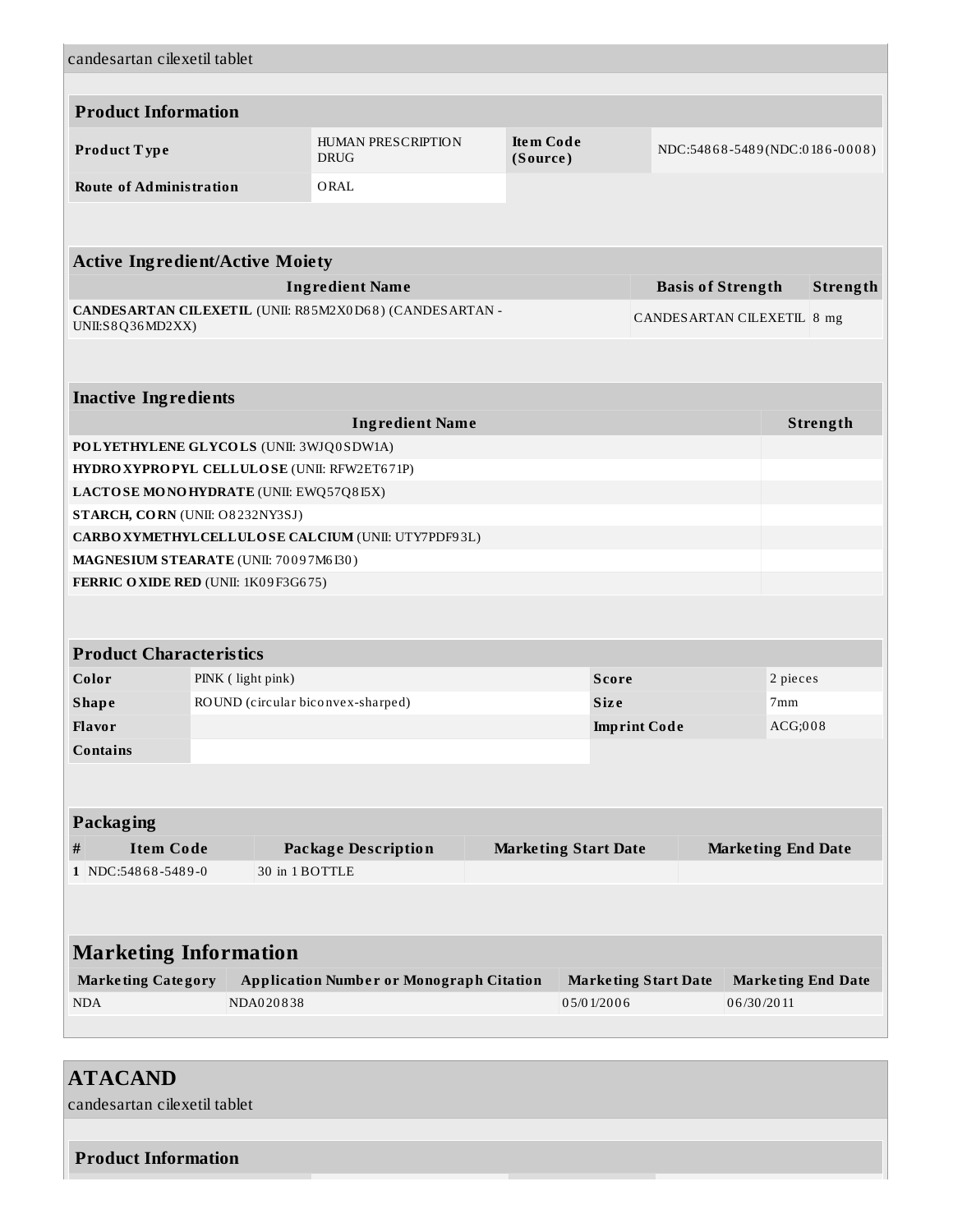candesartan cilexetil tablet

| Product Information | | | |
|---|---|---|---|
| **Product Type** | HUMAN PRESCRIPTION DRUG | **Item Code (Source)** | NDC:54868-5489(NDC:0186-0008) |
| **Route of Administration** | ORAL | | |

| Active Ingredient/Active Moiety | | |
|---|---|---|
| **Ingredient Name** | **Basis of Strength** | **Strength** |
| **CANDESARTAN CILEXETIL** (UNII: R85M2X0D68) (CANDESARTAN - UNII:S8Q36MD2XX) | CANDESARTAN CILEXETIL | 8 mg |

| Inactive Ingredients | |
|---|---|
| **Ingredient Name** | **Strength** |
| **POLYETHYLENE GLYCOLS** (UNII: 3WJQ0SDW1A) | |
| **HYDROXYPROPYL CELLULOSE** (UNII: RFW2ET671P) | |
| **LACTOSE MONOHYDRATE** (UNII: EWQ57Q8I5X) | |
| **STARCH, CORN** (UNII: O8232NY3SJ) | |
| **CARBOXYMETHYLCELLULOSE CALCIUM** (UNII: UTY7PDF93L) | |
| **MAGNESIUM STEARATE** (UNII: 70097M6I30) | |
| **FERRIC OXIDE RED** (UNII: 1K09F3G675) | |

| Product Characteristics | | | |
|---|---|---|---|
| **Color** | PINK ( light pink) | **Score** | 2 pieces |
| **Shape** | ROUND (circular biconvex-sharped) | **Size** | 7mm |
| **Flavor** | | **Imprint Code** | ACG;008 |
| **Contains** | | | |

| Packaging | | | | |
|---|---|---|---|---|
| **#** | **Item Code** | **Package Description** | **Marketing Start Date** | **Marketing End Date** |
| **1** | NDC:54868-5489-0 | 30 in 1 BOTTLE | | |

| Marketing Information | | | |
|---|---|---|---|
| **Marketing Category** | **Application Number or Monograph Citation** | **Marketing Start Date** | **Marketing End Date** |
| NDA | NDA020838 | 05/01/2006 | 06/30/2011 |

## ATACAND

candesartan cilexetil tablet

| Product Information |
|---|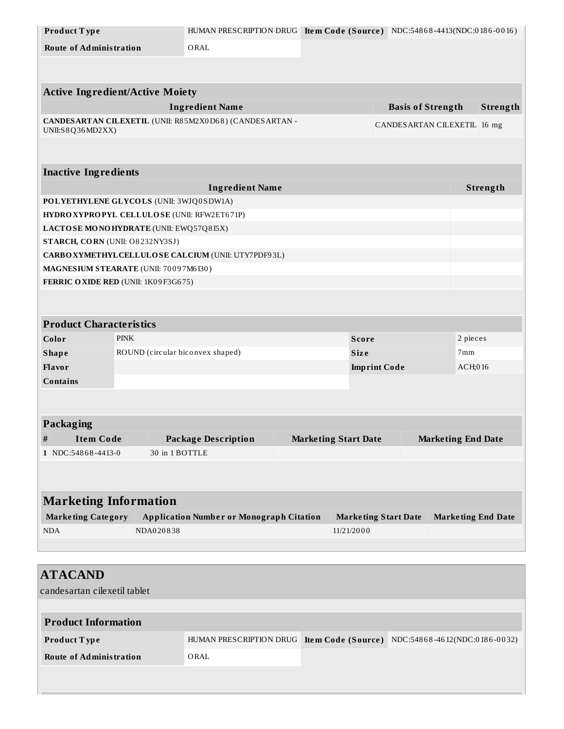| Product Type | HUMAN PRESCRIPTION DRUG | Item Code (Source) | NDC:54868-4413(NDC:0186-0016) |
| --- | --- | --- | --- |
| Route of Administration | ORAL | | |

| Active Ingredient/Active Moiety | | |
| --- | --- | --- |
| Ingredient Name | Basis of Strength | Strength |
| **CANDESARTAN CILEXETIL** (UNII: R85M2X0D68) (CANDESARTAN - UNII:S8Q36MD2XX) | CANDESARTAN CILEXETIL | 16 mg |

| Inactive Ingredients | |
| --- | --- |
| Ingredient Name | Strength |
| **POLYETHYLENE GLYCOLS** (UNII: 3WJQ0SDW1A) | |
| **HYDROXYPROPYL CELLULOSE** (UNII: RFW2ET671P) | |
| **LACTOSE MONOHYDRATE** (UNII: EWQ57Q8I5X) | |
| **STARCH, CORN** (UNII: O8232NY3SJ) | |
| **CARBOXYMETHYLCELLULOSE CALCIUM** (UNII: UTY7PDF93L) | |
| **MAGNESIUM STEARATE** (UNII: 70097M6I30) | |
| **FERRIC OXIDE RED** (UNII: 1K09F3G675) | |

| Product Characteristics | | | |
| --- | --- | --- | --- |
| Color | PINK | Score | 2 pieces |
| Shape | ROUND (circular biconvex shaped) | Size | 7mm |
| Flavor | | Imprint Code | ACH;016 |
| Contains | | | |

| Packaging | | | | |
| --- | --- | --- | --- | --- |
| # | Item Code | Package Description | Marketing Start Date | Marketing End Date |
| 1 | NDC:54868-4413-0 | 30 in 1 BOTTLE | | |

| Marketing Information | | | |
| --- | --- | --- | --- |
| Marketing Category | Application Number or Monograph Citation | Marketing Start Date | Marketing End Date |
| NDA | NDA020838 | 11/21/2000 | |

## ATACAND

candesartan cilexetil tablet

| Product Information | | | |
| --- | --- | --- | --- |
| Product Type | HUMAN PRESCRIPTION DRUG | Item Code (Source) | NDC:54868-4612(NDC:0186-0032) |
| Route of Administration | ORAL | | |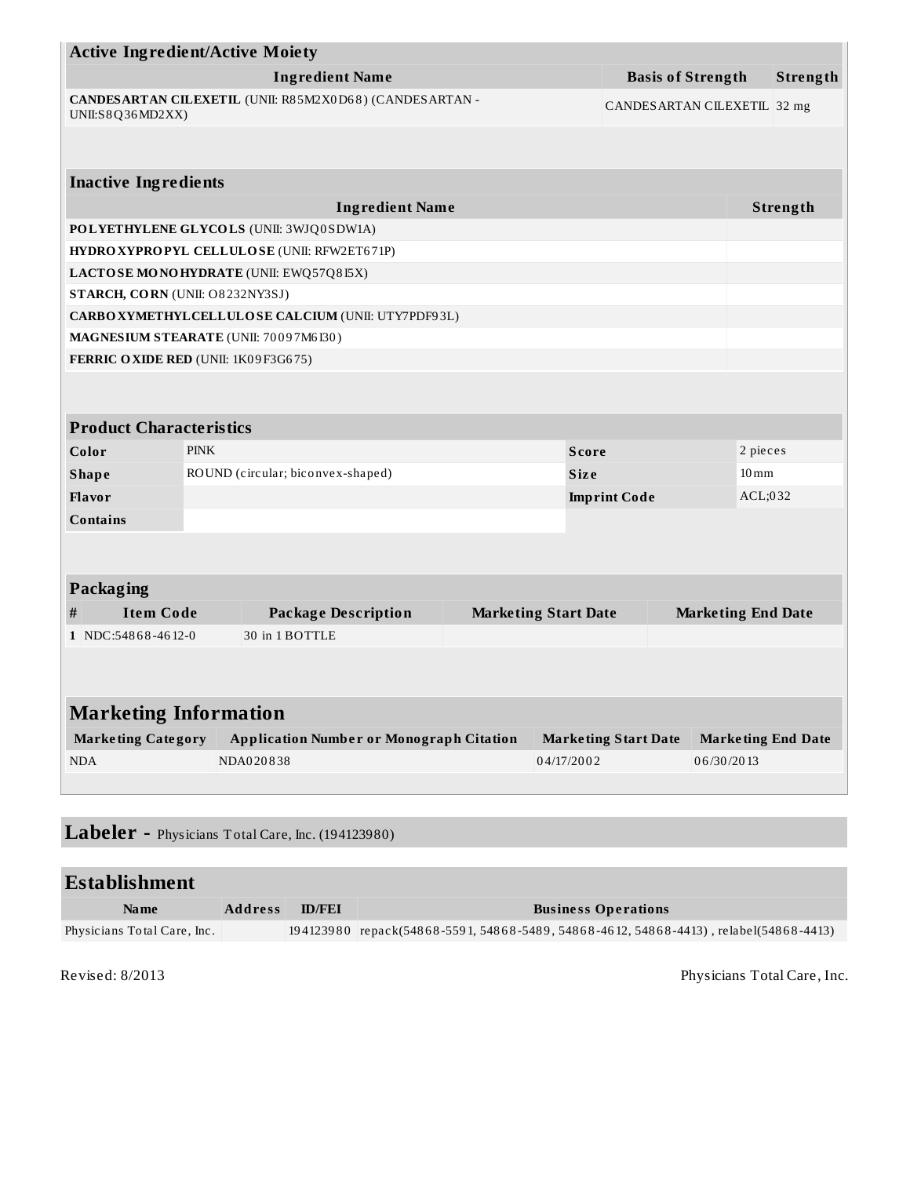| Active Ingredient/Active Moiety | | |
|---|---|---|
| **Ingredient Name** | **Basis of Strength** | **Strength** |
| **CANDESARTAN CILEXETIL** (UNII: R85M2X0D68) (CANDESARTAN - UNII:S8Q36MD2XX) | CANDESARTAN CILEXETIL | 32 mg |

| Inactive Ingredients | |
|---|---|
| **Ingredient Name** | **Strength** |
| **POLYETHYLENE GLYCOLS** (UNII: 3WJQ0SDW1A) | |
| **HYDROXYPROPYL CELLULOSE** (UNII: RFW2ET671P) | |
| **LACTOSE MONOHYDRATE** (UNII: EWQ57Q8I5X) | |
| **STARCH, CORN** (UNII: O8232NY3SJ) | |
| **CARBOXYMETHYLCELLULOSE CALCIUM** (UNII: UTY7PDF93L) | |
| **MAGNESIUM STEARATE** (UNII: 70097M6I30) | |
| **FERRIC OXIDE RED** (UNII: 1K09F3G675) | |

| Product Characteristics | | | |
|---|---|---|---|
| **Color** | PINK | **Score** | 2 pieces |
| **Shape** | ROUND (circular; biconvex-shaped) | **Size** | 10mm |
| **Flavor** | | **Imprint Code** | ACL;032 |
| **Contains** | | | |

| Packaging | | | | |
|---|---|---|---|---|
| **#** | **Item Code** | **Package Description** | **Marketing Start Date** | **Marketing End Date** |
| 1 | NDC:54868-4612-0 | 30 in 1 BOTTLE | | |

| Marketing Information | | | |
|---|---|---|---|
| **Marketing Category** | **Application Number or Monograph Citation** | **Marketing Start Date** | **Marketing End Date** |
| NDA | NDA020838 | 04/17/2002 | 06/30/2013 |

## Labeler - Physicians Total Care, Inc. (194123980)

| Establishment | | | |
|---|---|---|---|
| **Name** | **Address** | **ID/FEI** | **Business Operations** |
| Physicians Total Care, Inc. | | 194123980 | repack(54868-5591, 54868-5489, 54868-4612, 54868-4413) , relabel(54868-4413) |

Revised: 8/2013

Physicians Total Care, Inc.